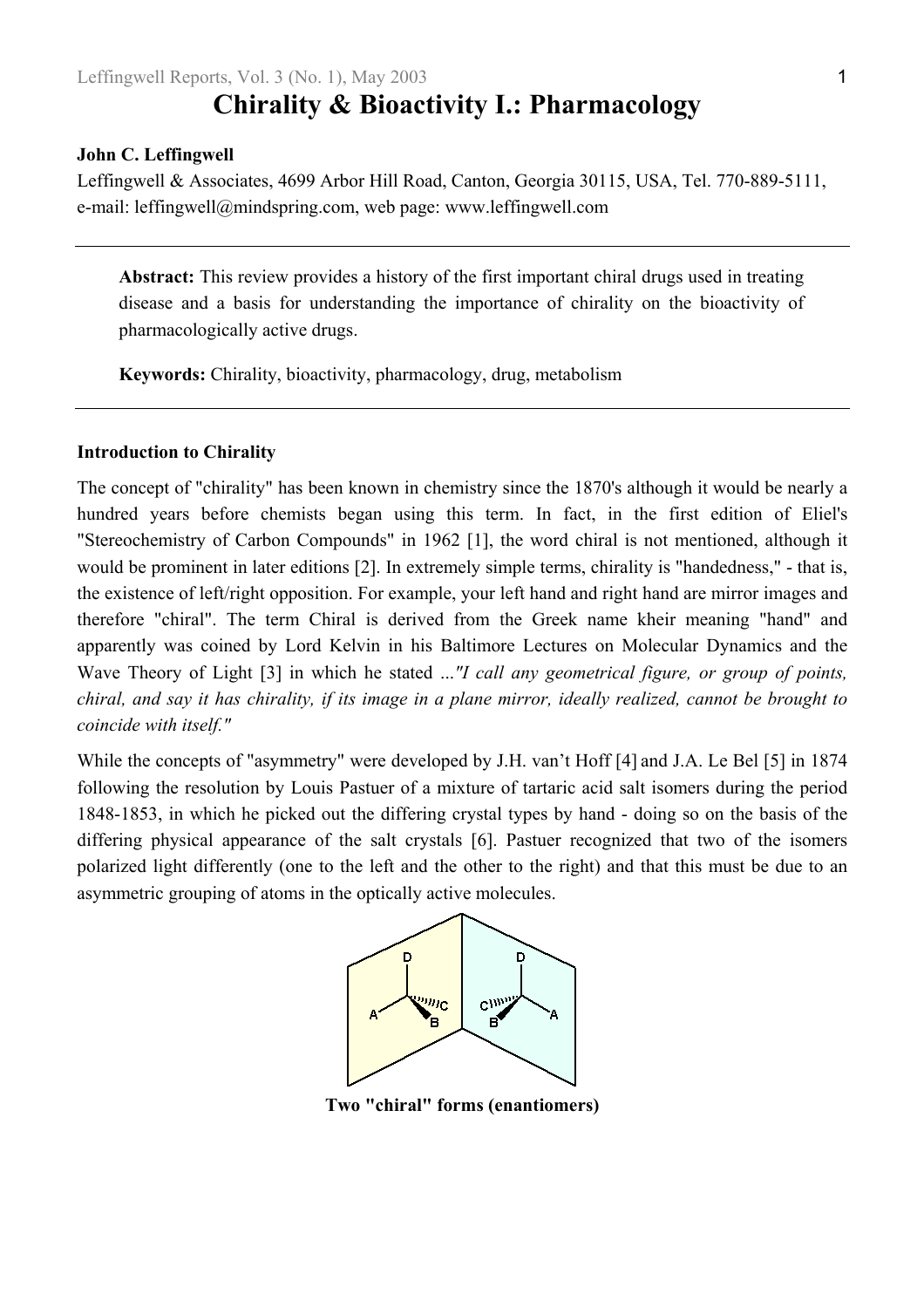# Chirality & Bioactivity I.: Pharmacology

**John C. Leffingwell**

Leffingwell & Associates, 4699 Arbor Hill Road, Canton, Georgia 30115, USA, Tel. 770-889-5111, e-mail: leffingwell@mindspring.com, web page: www.leffingwell.com

---

**Abstract:** This review provides a history of the first important chiral drugs used in treating disease and a basis for understanding the importance of chirality on the bioactivity of pharmacologically active drugs.

**Keywords:** Chirality, bioactivity, pharmacology, drug, metabolism

---

### Introduction to Chirality

The concept of "chirality" has been known in chemistry since the 1870's although it would be nearly a hundred years before chemists began using this term. In fact, in the first edition of Eliel's "Stereochemistry of Carbon Compounds" in 1962 [1], the word chiral is not mentioned, although it would be prominent in later editions [2]. In extremely simple terms, chirality is "handedness," - that is, the existence of left/right opposition. For example, your left hand and right hand are mirror images and therefore "chiral". The term Chiral is derived from the Greek name kheir meaning "hand" and apparently was coined by Lord Kelvin in his Baltimore Lectures on Molecular Dynamics and the Wave Theory of Light [3] in which he stated ...*"I call any geometrical figure, or group of points, chiral, and say it has chirality, if its image in a plane mirror, ideally realized, cannot be brought to coincide with itself."*

While the concepts of "asymmetry" were developed by J.H. van't Hoff [4] and J.A. Le Bel [5] in 1874 following the resolution by Louis Pastuer of a mixture of tartaric acid salt isomers during the period 1848-1853, in which he picked out the differing crystal types by hand - doing so on the basis of the differing physical appearance of the salt crystals [6]. Pastuer recognized that two of the isomers polarized light differently (one to the left and the other to the right) and that this must be due to an asymmetric grouping of atoms in the optically active molecules.

**Two "chiral" forms (enantiomers)**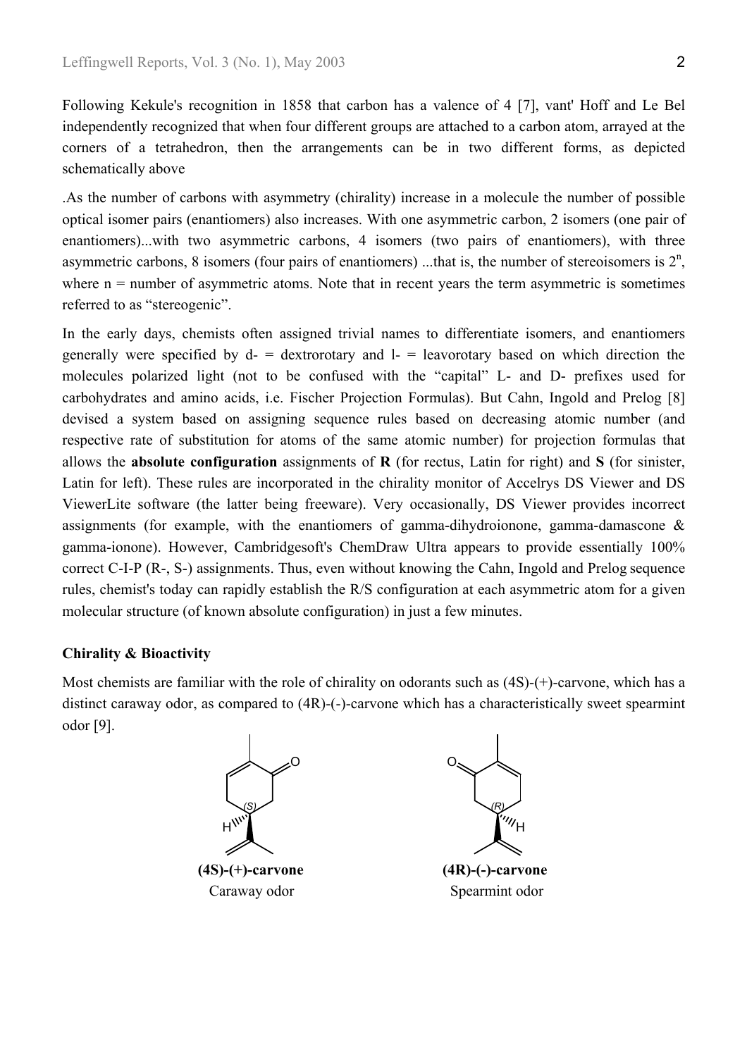Following Kekule's recognition in 1858 that carbon has a valence of 4 [7], vant' Hoff and Le Bel independently recognized that when four different groups are attached to a carbon atom, arrayed at the corners of a tetrahedron, then the arrangements can be in two different forms, as depicted schematically above

.As the number of carbons with asymmetry (chirality) increase in a molecule the number of possible optical isomer pairs (enantiomers) also increases. With one asymmetric carbon, 2 isomers (one pair of enantiomers)...with two asymmetric carbons, 4 isomers (two pairs of enantiomers), with three asymmetric carbons, 8 isomers (four pairs of enantiomers) ...that is, the number of stereoisomers is $2^n$, where n = number of asymmetric atoms. Note that in recent years the term asymmetric is sometimes referred to as "stereogenic".

In the early days, chemists often assigned trivial names to differentiate isomers, and enantiomers generally were specified by d- = dextrorotary and l- = leavorotary based on which direction the molecules polarized light (not to be confused with the "capital" L- and D- prefixes used for carbohydrates and amino acids, i.e. Fischer Projection Formulas). But Cahn, Ingold and Prelog [8] devised a system based on assigning sequence rules based on decreasing atomic number (and respective rate of substitution for atoms of the same atomic number) for projection formulas that allows the **absolute configuration** assignments of **R** (for rectus, Latin for right) and **S** (for sinister, Latin for left). These rules are incorporated in the chirality monitor of Accelrys DS Viewer and DS ViewerLite software (the latter being freeware). Very occasionally, DS Viewer provides incorrect assignments (for example, with the enantiomers of gamma-dihydroionone, gamma-damascone & gamma-ionone). However, Cambridgesoft's ChemDraw Ultra appears to provide essentially 100% correct C-I-P (R-, S-) assignments. Thus, even without knowing the Cahn, Ingold and Prelog sequence rules, chemist's today can rapidly establish the R/S configuration at each asymmetric atom for a given molecular structure (of known absolute configuration) in just a few minutes.

**Chirality & Bioactivity**

Most chemists are familiar with the role of chirality on odorants such as (4S)-(+)-carvone, which has a distinct caraway odor, as compared to (4R)-(-)-carvone which has a characteristically sweet spearmint odor [9].

**(4S)-(+)-carvone**
Caraway odor

**(4R)-(-)-carvone**
Spearmint odor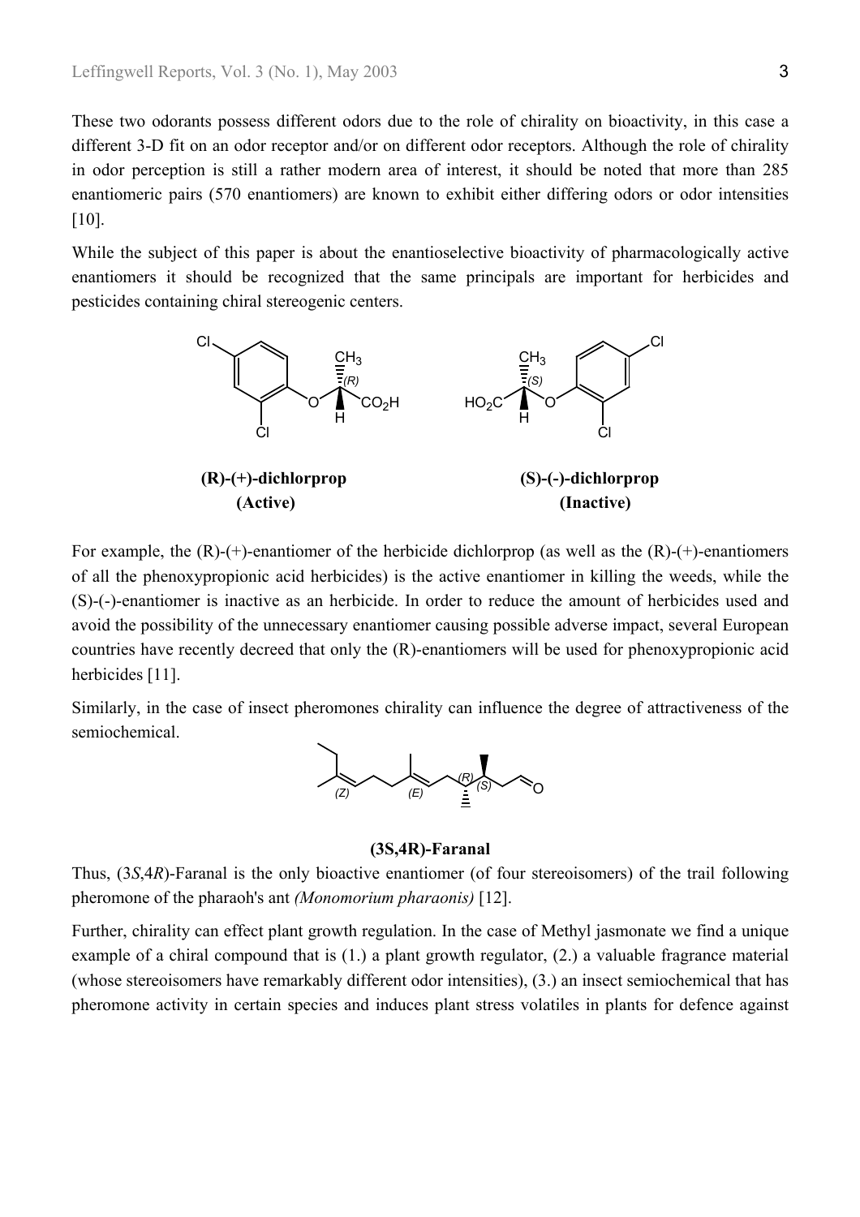These two odorants possess different odors due to the role of chirality on bioactivity, in this case a different 3-D fit on an odor receptor and/or on different odor receptors. Although the role of chirality in odor perception is still a rather modern area of interest, it should be noted that more than 285 enantiomeric pairs (570 enantiomers) are known to exhibit either differing odors or odor intensities [10].

While the subject of this paper is about the enantioselective bioactivity of pharmacologically active enantiomers it should be recognized that the same principals are important for herbicides and pesticides containing chiral stereogenic centers.

**(R)-(+)-dichlorprop (Active)**

**(S)-(-)-dichlorprop (Inactive)**

For example, the (R)-(+)-enantiomer of the herbicide dichlorprop (as well as the (R)-(+)-enantiomers of all the phenoxypropionic acid herbicides) is the active enantiomer in killing the weeds, while the (S)-(-)-enantiomer is inactive as an herbicide. In order to reduce the amount of herbicides used and avoid the possibility of the unnecessary enantiomer causing possible adverse impact, several European countries have recently decreed that only the (R)-enantiomers will be used for phenoxypropionic acid herbicides [11].

Similarly, in the case of insect pheromones chirality can influence the degree of attractiveness of the semiochemical.

**(3S,4R)-Faranal**

Thus, (3*S*,4*R*)-Faranal is the only bioactive enantiomer (of four stereoisomers) of the trail following pheromone of the pharaoh's ant *(Monomorium pharaonis)* [12].

Further, chirality can effect plant growth regulation. In the case of Methyl jasmonate we find a unique example of a chiral compound that is (1.) a plant growth regulator, (2.) a valuable fragrance material (whose stereoisomers have remarkably different odor intensities), (3.) an insect semiochemical that has pheromone activity in certain species and induces plant stress volatiles in plants for defence against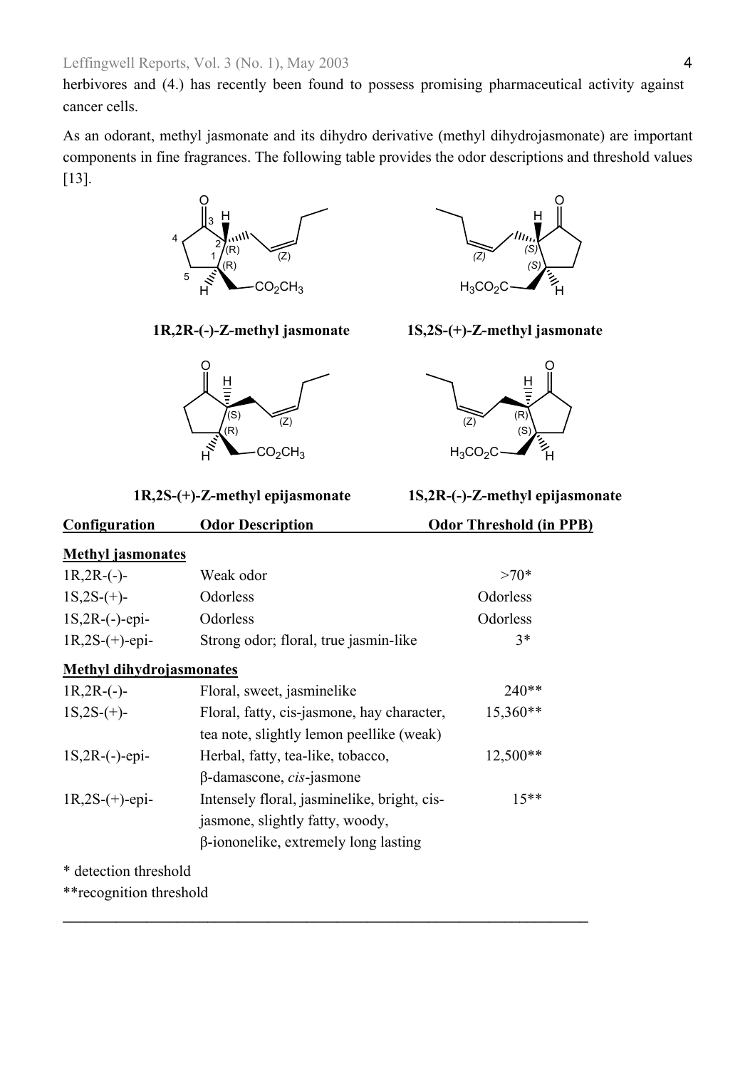herbivores and (4.) has recently been found to possess promising pharmaceutical activity against cancer cells.

As an odorant, methyl jasmonate and its dihydro derivative (methyl dihydrojasmonate) are important components in fine fragrances. The following table provides the odor descriptions and threshold values [13].

**1R,2R-(-)-Z-methyl jasmonate** **1S,2S-(+)-Z-methyl jasmonate**

**1R,2S-(+)-Z-methyl epijasmonate** **1S,2R-(-)-Z-methyl epijasmonate**

| Configuration | Odor Description | Odor Threshold (in PPB) |
|---|---|---|
| **Methyl jasmonates** | | |
| 1R,2R-(-)- | Weak odor | >70* |
| 1S,2S-(+)- | Odorless | Odorless |
| 1S,2R-(-)-epi- | Odorless | Odorless |
| 1R,2S-(+)-epi- | Strong odor; floral, true jasmin-like | 3* |
| **Methyl dihydrojasmonates** | | |
| 1R,2R-(-)- | Floral, sweet, jasminelike | 240** |
| 1S,2S-(+)- | Floral, fatty, cis-jasmone, hay character, tea note, slightly lemon peellike (weak) | 15,360** |
| 1S,2R-(-)-epi- | Herbal, fatty, tea-like, tobacco, β-damascone, *cis*-jasmone | 12,500** |
| 1R,2S-(+)-epi- | Intensely floral, jasminelike, bright, cis-jasmone, slightly fatty, woody, β-iononelike, extremely long lasting | 15** |

* detection threshold

**recognition threshold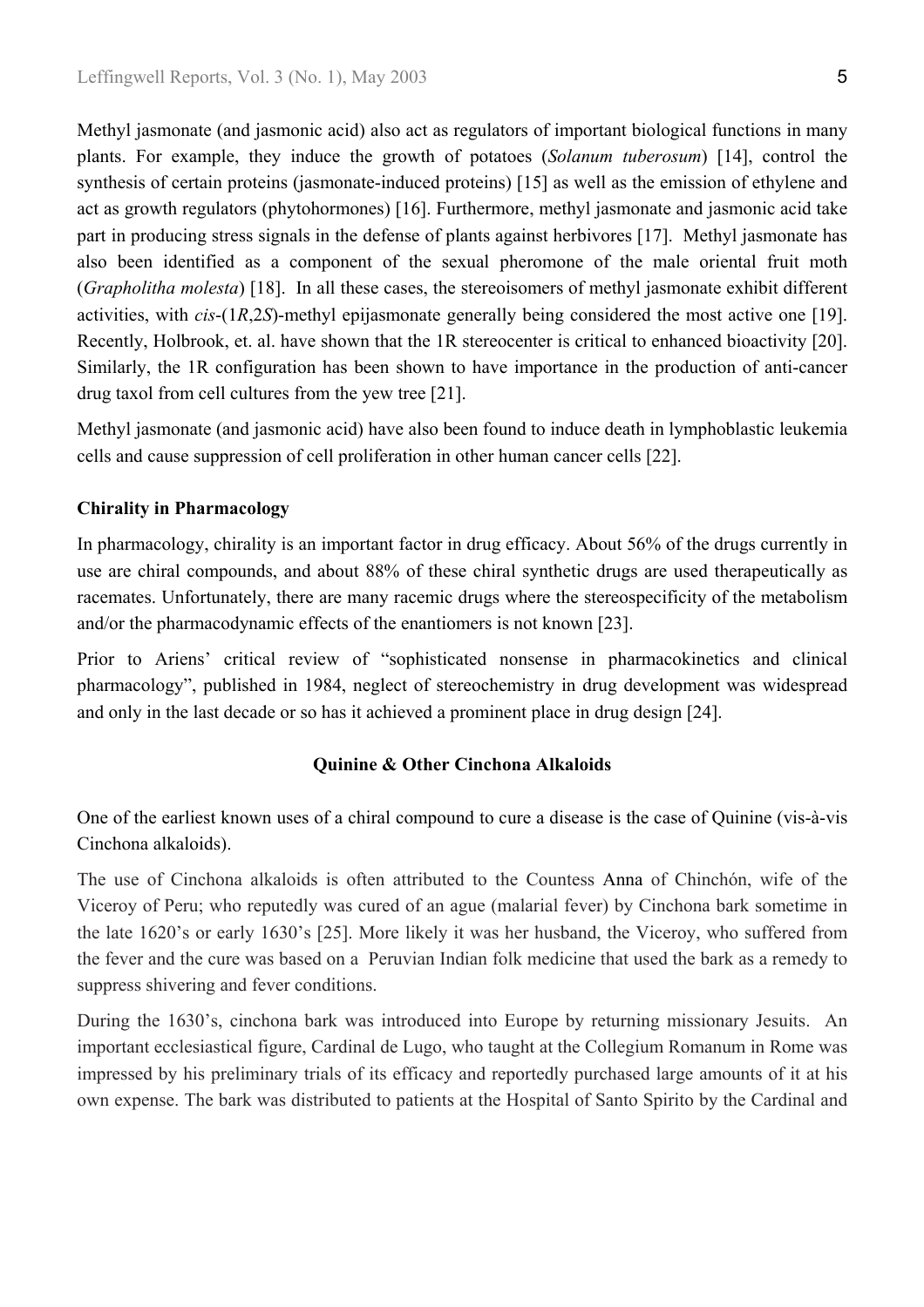Methyl jasmonate (and jasmonic acid) also act as regulators of important biological functions in many plants. For example, they induce the growth of potatoes (*Solanum tuberosum*) [14], control the synthesis of certain proteins (jasmonate-induced proteins) [15] as well as the emission of ethylene and act as growth regulators (phytohormones) [16]. Furthermore, methyl jasmonate and jasmonic acid take part in producing stress signals in the defense of plants against herbivores [17]. Methyl jasmonate has also been identified as a component of the sexual pheromone of the male oriental fruit moth (*Grapholitha molesta*) [18]. In all these cases, the stereoisomers of methyl jasmonate exhibit different activities, with *cis*-(1*R*,2*S*)-methyl epijasmonate generally being considered the most active one [19]. Recently, Holbrook, et. al. have shown that the 1R stereocenter is critical to enhanced bioactivity [20]. Similarly, the 1R configuration has been shown to have importance in the production of anti-cancer drug taxol from cell cultures from the yew tree [21].

Methyl jasmonate (and jasmonic acid) have also been found to induce death in lymphoblastic leukemia cells and cause suppression of cell proliferation in other human cancer cells [22].

### Chirality in Pharmacology

In pharmacology, chirality is an important factor in drug efficacy. About 56% of the drugs currently in use are chiral compounds, and about 88% of these chiral synthetic drugs are used therapeutically as racemates. Unfortunately, there are many racemic drugs where the stereospecificity of the metabolism and/or the pharmacodynamic effects of the enantiomers is not known [23].

Prior to Ariens' critical review of "sophisticated nonsense in pharmacokinetics and clinical pharmacology", published in 1984, neglect of stereochemistry in drug development was widespread and only in the last decade or so has it achieved a prominent place in drug design [24].

## Quinine & Other Cinchona Alkaloids

One of the earliest known uses of a chiral compound to cure a disease is the case of Quinine (vis-à-vis Cinchona alkaloids).

The use of Cinchona alkaloids is often attributed to the Countess Anna of Chinchón, wife of the Viceroy of Peru; who reputedly was cured of an ague (malarial fever) by Cinchona bark sometime in the late 1620's or early 1630's [25]. More likely it was her husband, the Viceroy, who suffered from the fever and the cure was based on a Peruvian Indian folk medicine that used the bark as a remedy to suppress shivering and fever conditions.

During the 1630's, cinchona bark was introduced into Europe by returning missionary Jesuits. An important ecclesiastical figure, Cardinal de Lugo, who taught at the Collegium Romanum in Rome was impressed by his preliminary trials of its efficacy and reportedly purchased large amounts of it at his own expense. The bark was distributed to patients at the Hospital of Santo Spirito by the Cardinal and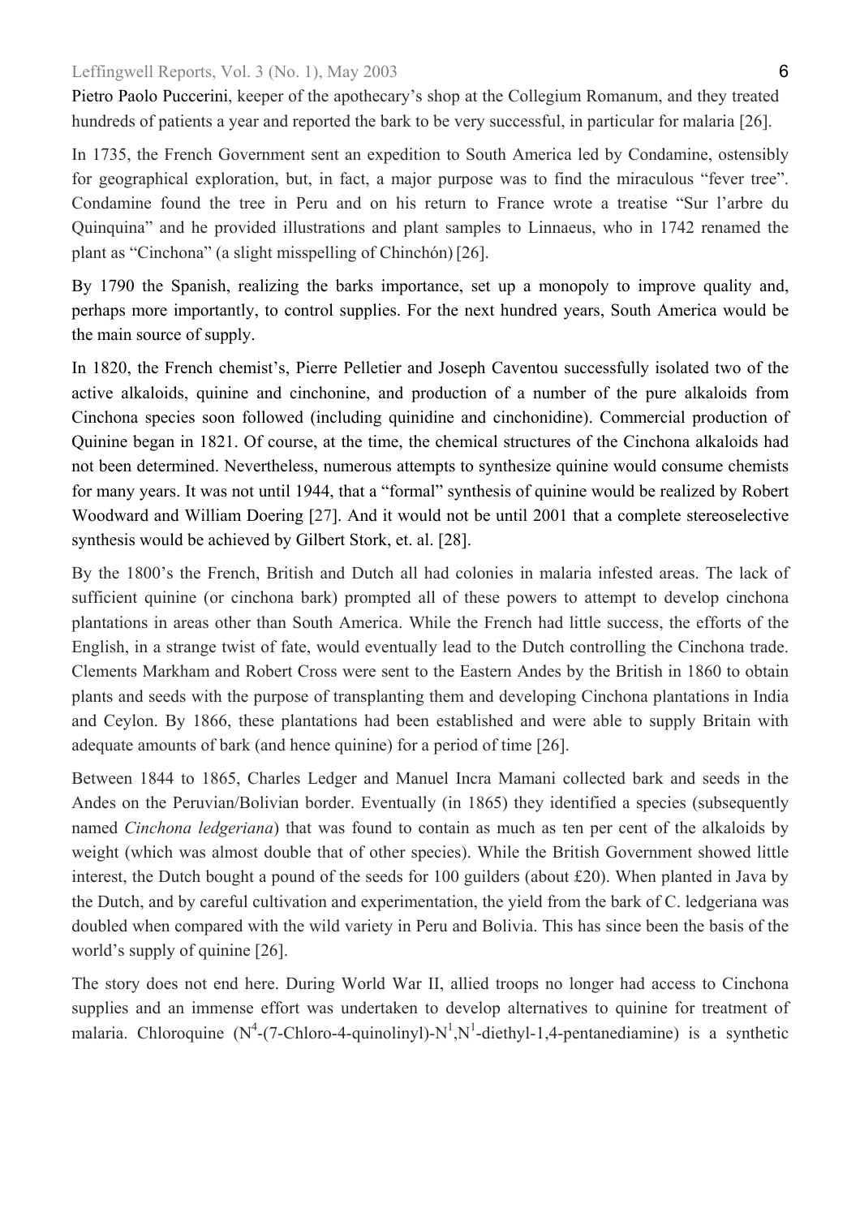Pietro Paolo Puccerini, keeper of the apothecary's shop at the Collegium Romanum, and they treated hundreds of patients a year and reported the bark to be very successful, in particular for malaria [26].

In 1735, the French Government sent an expedition to South America led by Condamine, ostensibly for geographical exploration, but, in fact, a major purpose was to find the miraculous "fever tree". Condamine found the tree in Peru and on his return to France wrote a treatise "Sur l'arbre du Quinquina" and he provided illustrations and plant samples to Linnaeus, who in 1742 renamed the plant as "Cinchona" (a slight misspelling of Chinchón) [26].

By 1790 the Spanish, realizing the barks importance, set up a monopoly to improve quality and, perhaps more importantly, to control supplies. For the next hundred years, South America would be the main source of supply.

In 1820, the French chemist's, Pierre Pelletier and Joseph Caventou successfully isolated two of the active alkaloids, quinine and cinchonine, and production of a number of the pure alkaloids from Cinchona species soon followed (including quinidine and cinchonidine). Commercial production of Quinine began in 1821. Of course, at the time, the chemical structures of the Cinchona alkaloids had not been determined. Nevertheless, numerous attempts to synthesize quinine would consume chemists for many years. It was not until 1944, that a "formal" synthesis of quinine would be realized by Robert Woodward and William Doering [27]. And it would not be until 2001 that a complete stereoselective synthesis would be achieved by Gilbert Stork, et. al. [28].

By the 1800's the French, British and Dutch all had colonies in malaria infested areas. The lack of sufficient quinine (or cinchona bark) prompted all of these powers to attempt to develop cinchona plantations in areas other than South America. While the French had little success, the efforts of the English, in a strange twist of fate, would eventually lead to the Dutch controlling the Cinchona trade. Clements Markham and Robert Cross were sent to the Eastern Andes by the British in 1860 to obtain plants and seeds with the purpose of transplanting them and developing Cinchona plantations in India and Ceylon. By 1866, these plantations had been established and were able to supply Britain with adequate amounts of bark (and hence quinine) for a period of time [26].

Between 1844 to 1865, Charles Ledger and Manuel Incra Mamani collected bark and seeds in the Andes on the Peruvian/Bolivian border. Eventually (in 1865) they identified a species (subsequently named *Cinchona ledgeriana*) that was found to contain as much as ten per cent of the alkaloids by weight (which was almost double that of other species). While the British Government showed little interest, the Dutch bought a pound of the seeds for 100 guilders (about £20). When planted in Java by the Dutch, and by careful cultivation and experimentation, the yield from the bark of C. ledgeriana was doubled when compared with the wild variety in Peru and Bolivia. This has since been the basis of the world's supply of quinine [26].

The story does not end here. During World War II, allied troops no longer had access to Cinchona supplies and an immense effort was undertaken to develop alternatives to quinine for treatment of malaria. Chloroquine ($N^4$-(7-Chloro-4-quinolinyl)-$N^1$,$N^1$-diethyl-1,4-pentanediamine) is a synthetic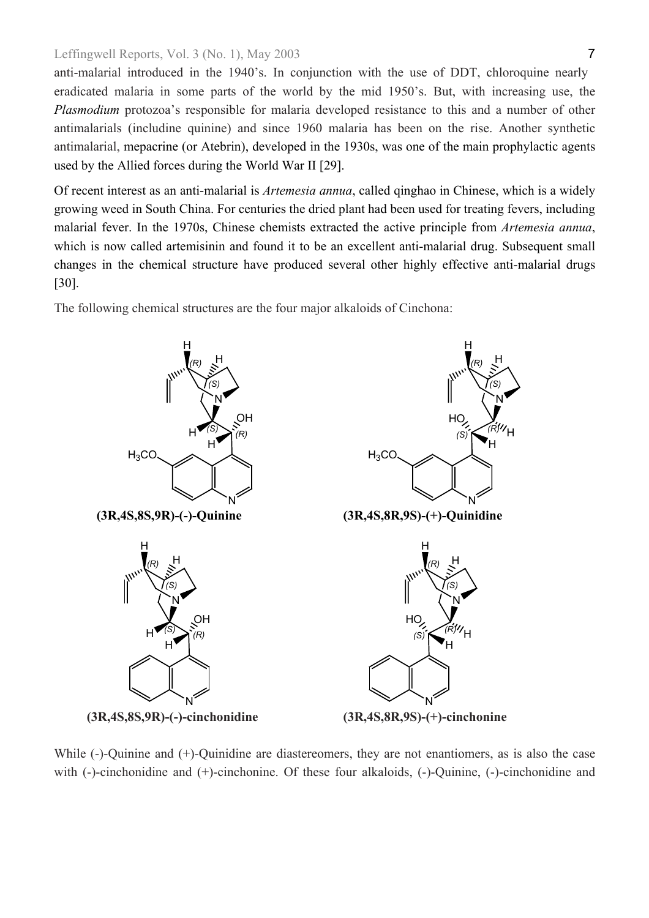anti-malarial introduced in the 1940's. In conjunction with the use of DDT, chloroquine nearly eradicated malaria in some parts of the world by the mid 1950's. But, with increasing use, the *Plasmodium* protozoa's responsible for malaria developed resistance to this and a number of other antimalarials (includine quinine) and since 1960 malaria has been on the rise. Another synthetic antimalarial, mepacrine (or Atebrin), developed in the 1930s, was one of the main prophylactic agents used by the Allied forces during the World War II [29].

Of recent interest as an anti-malarial is *Artemesia annua*, called qinghao in Chinese, which is a widely growing weed in South China. For centuries the dried plant had been used for treating fevers, including malarial fever. In the 1970s, Chinese chemists extracted the active principle from *Artemesia annua*, which is now called artemisinin and found it to be an excellent anti-malarial drug. Subsequent small changes in the chemical structure have produced several other highly effective anti-malarial drugs [30].

The following chemical structures are the four major alkaloids of Cinchona:

**(3R,4S,8S,9R)-(-)-Quinine**

**(3R,4S,8R,9S)-(+)-Quinidine**

**(3R,4S,8S,9R)-(-)-cinchonidine**

**(3R,4S,8R,9S)-(+)-cinchonine**

While (-)-Quinine and (+)-Quinidine are diastereomers, they are not enantiomers, as is also the case with (-)-cinchonidine and (+)-cinchonine. Of these four alkaloids, (-)-Quinine, (-)-cinchonidine and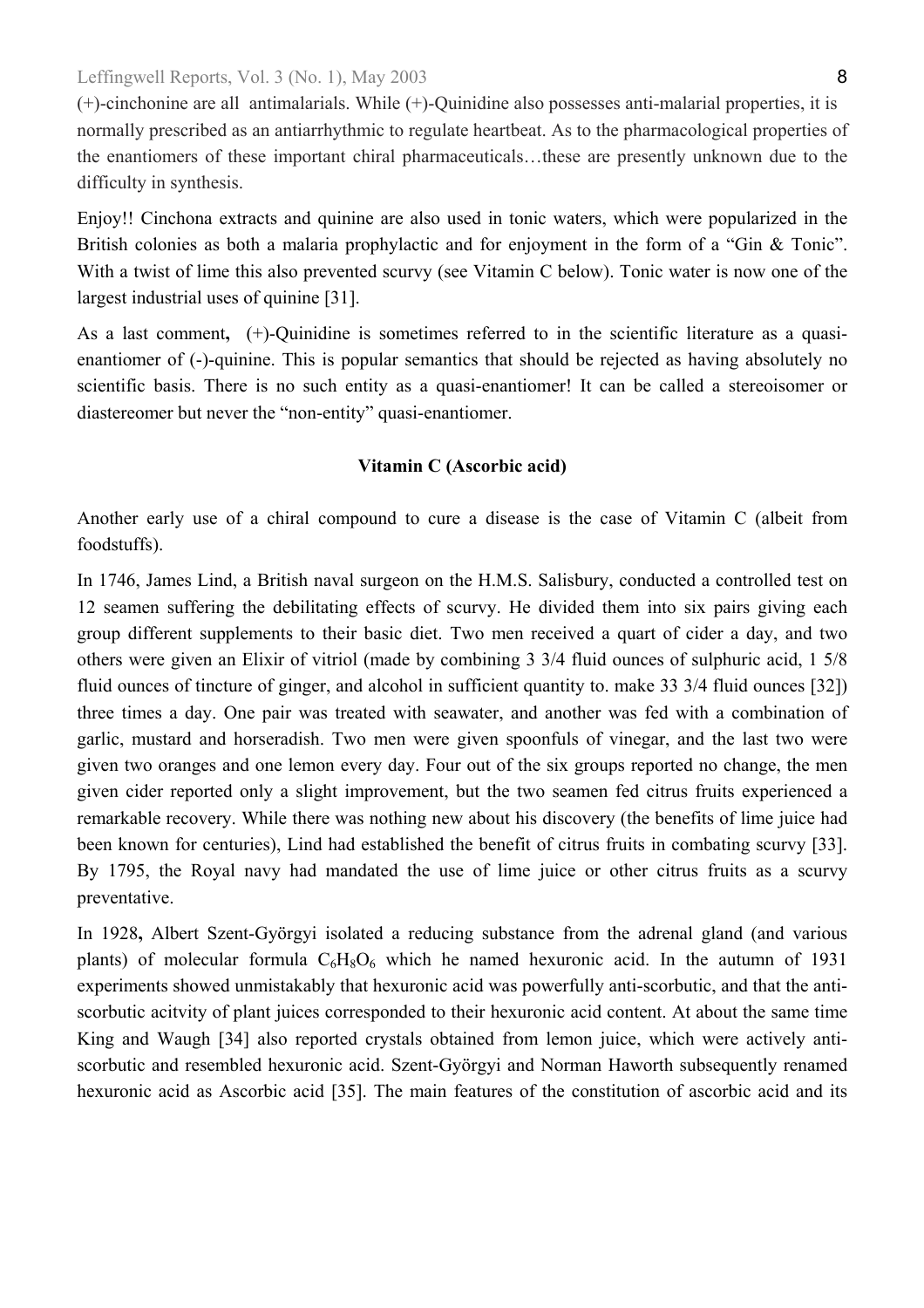(+)-cinchonine are all antimalarials. While (+)-Quinidine also possesses anti-malarial properties, it is normally prescribed as an antiarrhythmic to regulate heartbeat. As to the pharmacological properties of the enantiomers of these important chiral pharmaceuticals…these are presently unknown due to the difficulty in synthesis.

Enjoy!! Cinchona extracts and quinine are also used in tonic waters, which were popularized in the British colonies as both a malaria prophylactic and for enjoyment in the form of a "Gin & Tonic". With a twist of lime this also prevented scurvy (see Vitamin C below). Tonic water is now one of the largest industrial uses of quinine [31].

As a last comment**,** (+)-Quinidine is sometimes referred to in the scientific literature as a quasi-enantiomer of (-)-quinine. This is popular semantics that should be rejected as having absolutely no scientific basis. There is no such entity as a quasi-enantiomer! It can be called a stereoisomer or diastereomer but never the "non-entity" quasi-enantiomer.

**Vitamin C (Ascorbic acid)**

Another early use of a chiral compound to cure a disease is the case of Vitamin C (albeit from foodstuffs).

In 1746, James Lind, a British naval surgeon on the H.M.S. Salisbury, conducted a controlled test on 12 seamen suffering the debilitating effects of scurvy. He divided them into six pairs giving each group different supplements to their basic diet. Two men received a quart of cider a day, and two others were given an Elixir of vitriol (made by combining 3 3/4 fluid ounces of sulphuric acid, 1 5/8 fluid ounces of tincture of ginger, and alcohol in sufficient quantity to. make 33 3/4 fluid ounces [32]) three times a day. One pair was treated with seawater, and another was fed with a combination of garlic, mustard and horseradish. Two men were given spoonfuls of vinegar, and the last two were given two oranges and one lemon every day. Four out of the six groups reported no change, the men given cider reported only a slight improvement, but the two seamen fed citrus fruits experienced a remarkable recovery. While there was nothing new about his discovery (the benefits of lime juice had been known for centuries), Lind had established the benefit of citrus fruits in combating scurvy [33]. By 1795, the Royal navy had mandated the use of lime juice or other citrus fruits as a scurvy preventative.

In 1928**,** Albert Szent-Györgyi isolated a reducing substance from the adrenal gland (and various plants) of molecular formula $C_6H_8O_6$ which he named hexuronic acid. In the autumn of 1931 experiments showed unmistakably that hexuronic acid was powerfully anti-scorbutic, and that the anti-scorbutic acitvity of plant juices corresponded to their hexuronic acid content. At about the same time King and Waugh [34] also reported crystals obtained from lemon juice, which were actively anti-scorbutic and resembled hexuronic acid. Szent-Györgyi and Norman Haworth subsequently renamed hexuronic acid as Ascorbic acid [35]. The main features of the constitution of ascorbic acid and its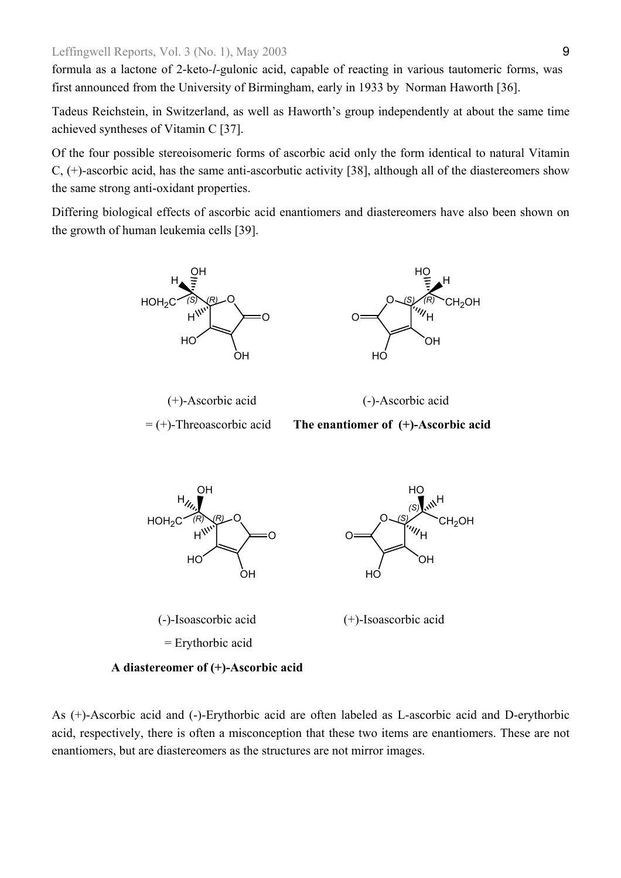formula as a lactone of 2-keto-*l*-gulonic acid, capable of reacting in various tautomeric forms, was first announced from the University of Birmingham, early in 1933 by Norman Haworth [36].

Tadeus Reichstein, in Switzerland, as well as Haworth's group independently at about the same time achieved syntheses of Vitamin C [37].

Of the four possible stereoisomeric forms of ascorbic acid only the form identical to natural Vitamin C, (+)-ascorbic acid, has the same anti-ascorbutic activity [38], although all of the diastereomers show the same strong anti-oxidant properties.

Differing biological effects of ascorbic acid enantiomers and diastereomers have also been shown on the growth of human leukemia cells [39].

(+)-Ascorbic acid

= (+)-Threoascorbic acid

(-)-Ascorbic acid

**The enantiomer of (+)-Ascorbic acid**

(-)-Isoascorbic acid

= Erythorbic acid

**A diastereomer of (+)-Ascorbic acid**

(+)-Isoascorbic acid

As (+)-Ascorbic acid and (-)-Erythorbic acid are often labeled as L-ascorbic acid and D-erythorbic acid, respectively, there is often a misconception that these two items are enantiomers. These are not enantiomers, but are diastereomers as the structures are not mirror images.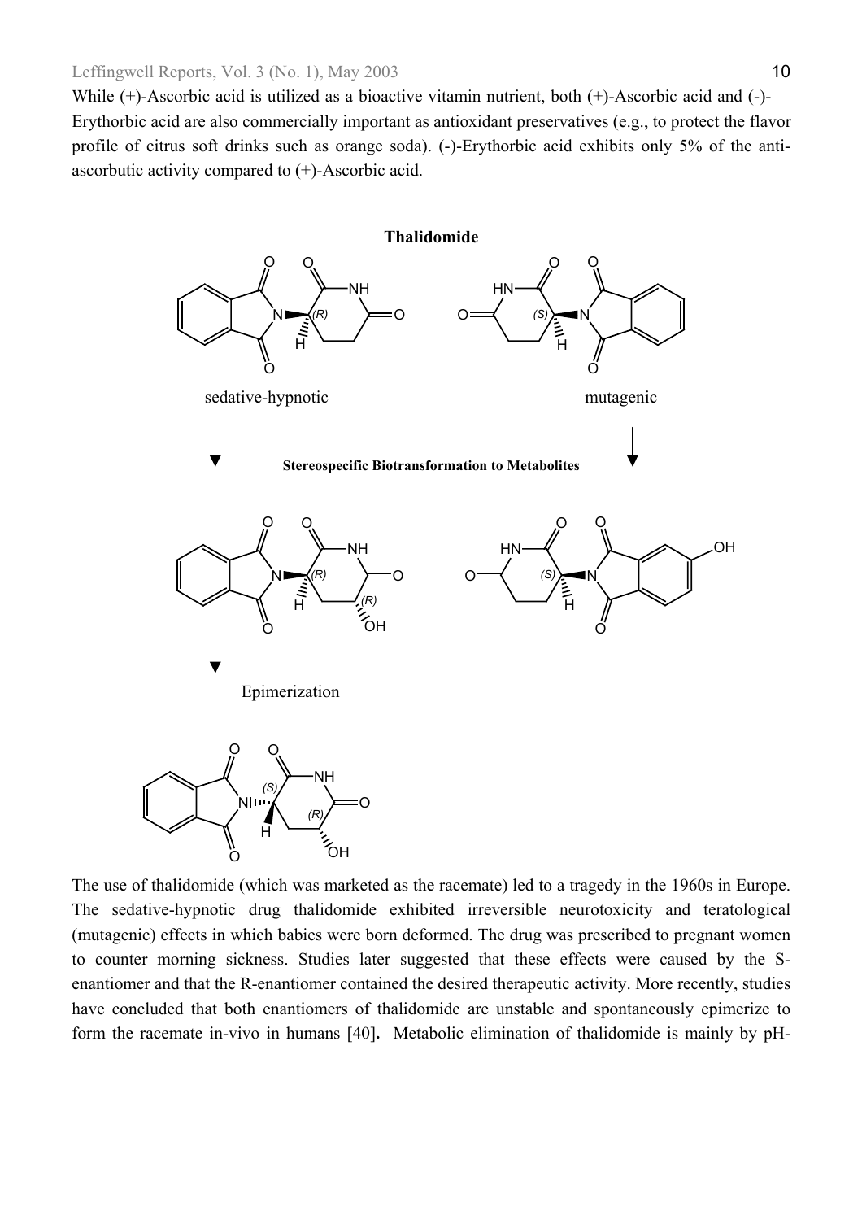While (+)-Ascorbic acid is utilized as a bioactive vitamin nutrient, both (+)-Ascorbic acid and (-)-Erythorbic acid are also commercially important as antioxidant preservatives (e.g., to protect the flavor profile of citrus soft drinks such as orange soda). (-)-Erythorbic acid exhibits only 5% of the anti-ascorbutic activity compared to (+)-Ascorbic acid.

**Thalidomide**

sedative-hypnotic

mutagenic

**Stereospecific Biotransformation to Metabolites**

Epimerization

The use of thalidomide (which was marketed as the racemate) led to a tragedy in the 1960s in Europe. The sedative-hypnotic drug thalidomide exhibited irreversible neurotoxicity and teratological (mutagenic) effects in which babies were born deformed. The drug was prescribed to pregnant women to counter morning sickness. Studies later suggested that these effects were caused by the S-enantiomer and that the R-enantiomer contained the desired therapeutic activity. More recently, studies have concluded that both enantiomers of thalidomide are unstable and spontaneously epimerize to form the racemate in-vivo in humans [40]**.** Metabolic elimination of thalidomide is mainly by pH-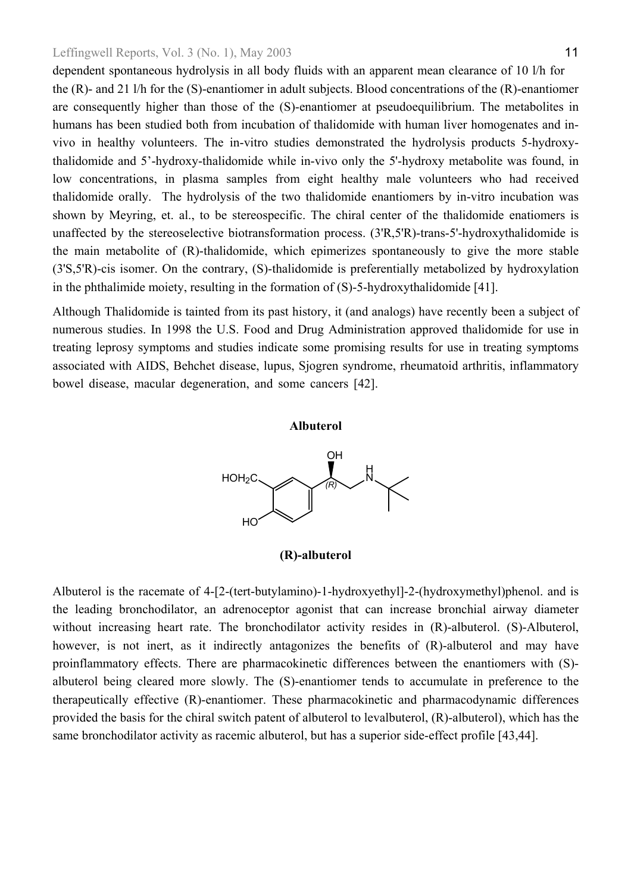dependent spontaneous hydrolysis in all body fluids with an apparent mean clearance of 10 l/h for the (R)- and 21 l/h for the (S)-enantiomer in adult subjects. Blood concentrations of the (R)-enantiomer are consequently higher than those of the (S)-enantiomer at pseudoequilibrium. The metabolites in humans has been studied both from incubation of thalidomide with human liver homogenates and in-vivo in healthy volunteers. The in-vitro studies demonstrated the hydrolysis products 5-hydroxy-thalidomide and 5'-hydroxy-thalidomide while in-vivo only the 5'-hydroxy metabolite was found, in low concentrations, in plasma samples from eight healthy male volunteers who had received thalidomide orally. The hydrolysis of the two thalidomide enantiomers by in-vitro incubation was shown by Meyring, et. al., to be stereospecific. The chiral center of the thalidomide enatiomers is unaffected by the stereoselective biotransformation process. (3'R,5'R)-trans-5'-hydroxythalidomide is the main metabolite of (R)-thalidomide, which epimerizes spontaneously to give the more stable (3'S,5'R)-cis isomer. On the contrary, (S)-thalidomide is preferentially metabolized by hydroxylation in the phthalimide moiety, resulting in the formation of (S)-5-hydroxythalidomide [41].

Although Thalidomide is tainted from its past history, it (and analogs) have recently been a subject of numerous studies. In 1998 the U.S. Food and Drug Administration approved thalidomide for use in treating leprosy symptoms and studies indicate some promising results for use in treating symptoms associated with AIDS, Behchet disease, lupus, Sjogren syndrome, rheumatoid arthritis, inflammatory bowel disease, macular degeneration, and some cancers [42].

## Albuterol

**(R)-albuterol**

Albuterol is the racemate of 4-[2-(tert-butylamino)-1-hydroxyethyl]-2-(hydroxymethyl)phenol. and is the leading bronchodilator, an adrenoceptor agonist that can increase bronchial airway diameter without increasing heart rate. The bronchodilator activity resides in (R)-albuterol. (S)-Albuterol, however, is not inert, as it indirectly antagonizes the benefits of (R)-albuterol and may have proinflammatory effects. There are pharmacokinetic differences between the enantiomers with (S)-albuterol being cleared more slowly. The (S)-enantiomer tends to accumulate in preference to the therapeutically effective (R)-enantiomer. These pharmacokinetic and pharmacodynamic differences provided the basis for the chiral switch patent of albuterol to levalbuterol, (R)-albuterol), which has the same bronchodilator activity as racemic albuterol, but has a superior side-effect profile [43,44].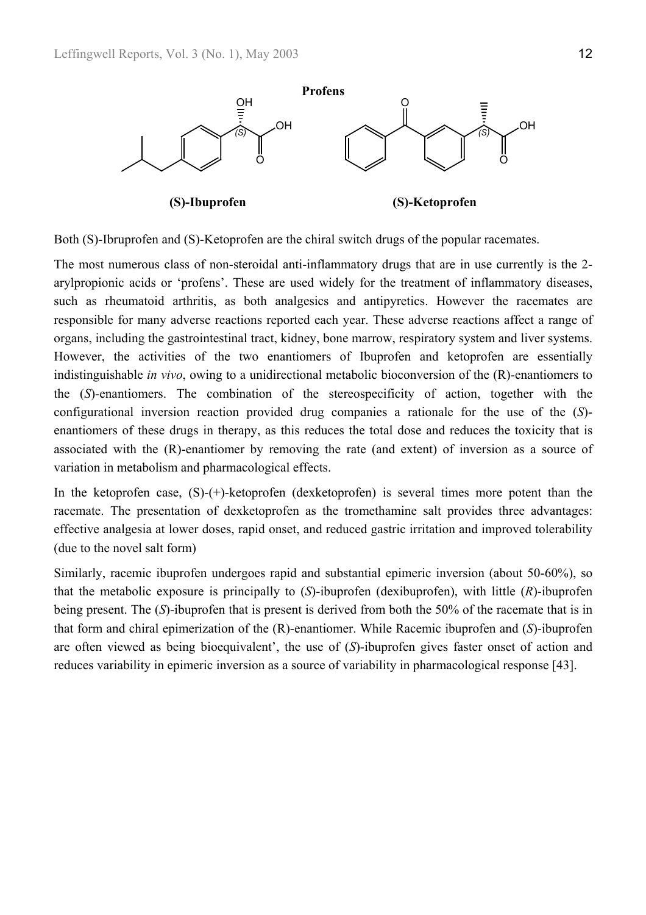**Profens**

**(S)-Ibuprofen** **(S)-Ketoprofen**

Both (S)-Ibruprofen and (S)-Ketoprofen are the chiral switch drugs of the popular racemates.

The most numerous class of non-steroidal anti-inflammatory drugs that are in use currently is the 2-arylpropionic acids or 'profens'. These are used widely for the treatment of inflammatory diseases, such as rheumatoid arthritis, as both analgesics and antipyretics. However the racemates are responsible for many adverse reactions reported each year. These adverse reactions affect a range of organs, including the gastrointestinal tract, kidney, bone marrow, respiratory system and liver systems. However, the activities of the two enantiomers of Ibuprofen and ketoprofen are essentially indistinguishable *in vivo*, owing to a unidirectional metabolic bioconversion of the (R)-enantiomers to the (*S*)-enantiomers. The combination of the stereospecificity of action, together with the configurational inversion reaction provided drug companies a rationale for the use of the (*S*)-enantiomers of these drugs in therapy, as this reduces the total dose and reduces the toxicity that is associated with the (R)-enantiomer by removing the rate (and extent) of inversion as a source of variation in metabolism and pharmacological effects.

In the ketoprofen case, (S)-(+)-ketoprofen (dexketoprofen) is several times more potent than the racemate. The presentation of dexketoprofen as the tromethamine salt provides three advantages: effective analgesia at lower doses, rapid onset, and reduced gastric irritation and improved tolerability (due to the novel salt form)

Similarly, racemic ibuprofen undergoes rapid and substantial epimeric inversion (about 50-60%), so that the metabolic exposure is principally to (*S*)-ibuprofen (dexibuprofen), with little (*R*)-ibuprofen being present. The (*S*)-ibuprofen that is present is derived from both the 50% of the racemate that is in that form and chiral epimerization of the (R)-enantiomer. While Racemic ibuprofen and (*S*)-ibuprofen are often viewed as being bioequivalent', the use of (*S*)-ibuprofen gives faster onset of action and reduces variability in epimeric inversion as a source of variability in pharmacological response [43].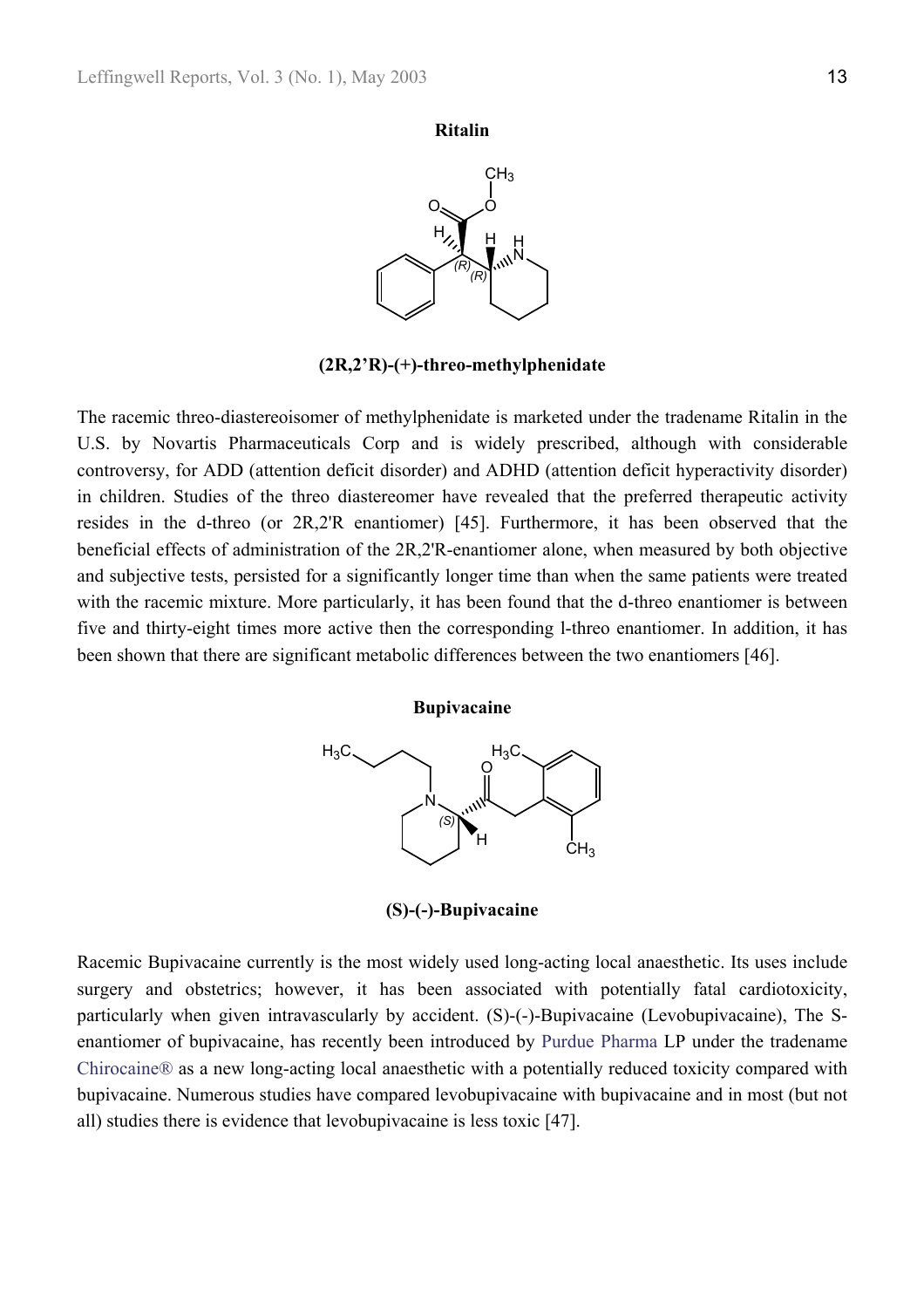**Ritalin**

**(2R,2'R)-(+)-threo-methylphenidate**

The racemic threo-diastereoisomer of methylphenidate is marketed under the tradename Ritalin in the U.S. by Novartis Pharmaceuticals Corp and is widely prescribed, although with considerable controversy, for ADD (attention deficit disorder) and ADHD (attention deficit hyperactivity disorder) in children. Studies of the threo diastereomer have revealed that the preferred therapeutic activity resides in the d-threo (or 2R,2'R enantiomer) [45]. Furthermore, it has been observed that the beneficial effects of administration of the 2R,2'R-enantiomer alone, when measured by both objective and subjective tests, persisted for a significantly longer time than when the same patients were treated with the racemic mixture. More particularly, it has been found that the d-threo enantiomer is between five and thirty-eight times more active then the corresponding l-threo enantiomer. In addition, it has been shown that there are significant metabolic differences between the two enantiomers [46].

**Bupivacaine**

**(S)-(-)-Bupivacaine**

Racemic Bupivacaine currently is the most widely used long-acting local anaesthetic. Its uses include surgery and obstetrics; however, it has been associated with potentially fatal cardiotoxicity, particularly when given intravascularly by accident. (S)-(-)-Bupivacaine (Levobupivacaine), The S-enantiomer of bupivacaine, has recently been introduced by Purdue Pharma LP under the tradename Chirocaine® as a new long-acting local anaesthetic with a potentially reduced toxicity compared with bupivacaine. Numerous studies have compared levobupivacaine with bupivacaine and in most (but not all) studies there is evidence that levobupivacaine is less toxic [47].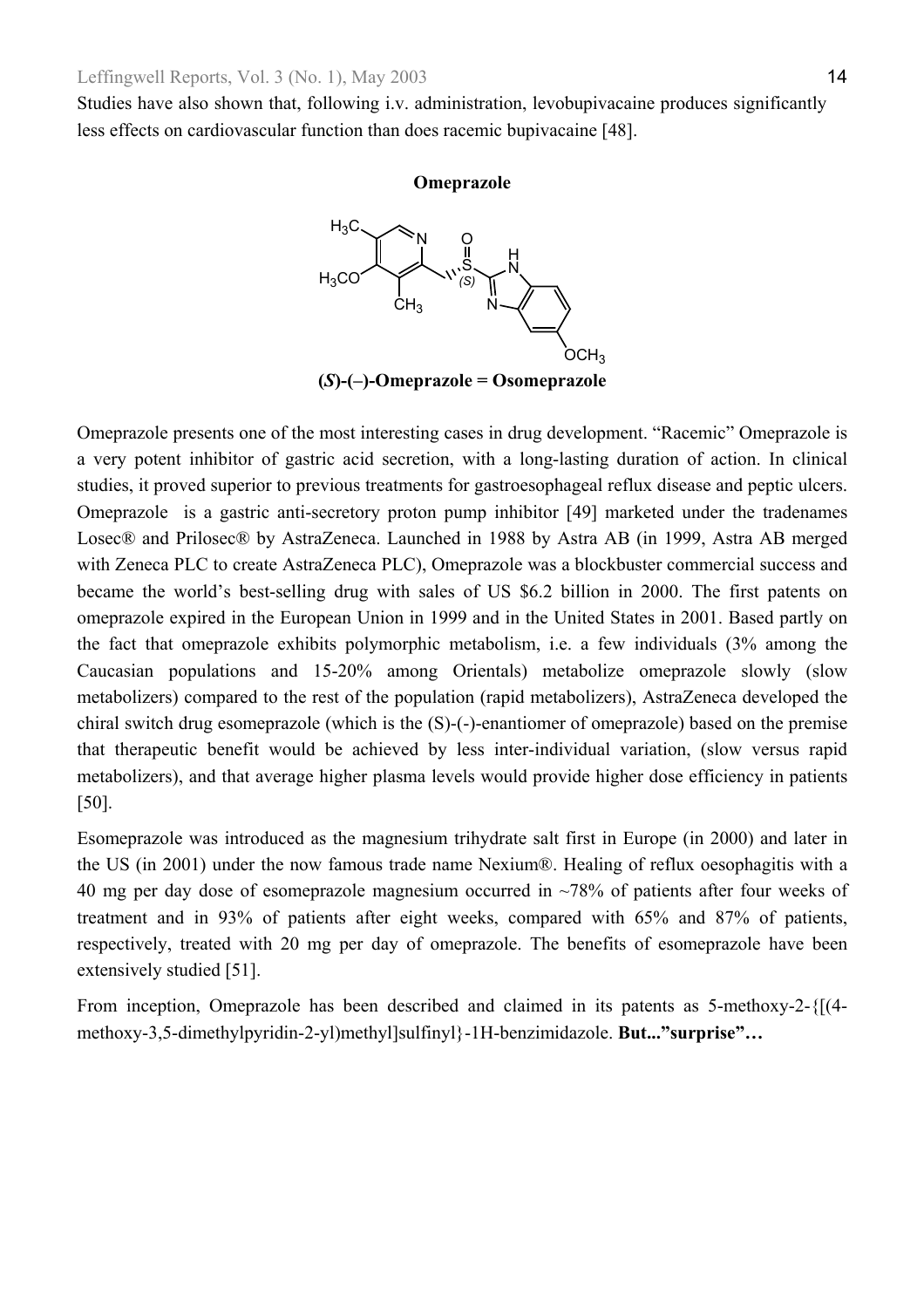Studies have also shown that, following i.v. administration, levobupivacaine produces significantly less effects on cardiovascular function than does racemic bupivacaine [48].

**Omeprazole**

**(*S*)-(–)-Omeprazole = Osomeprazole**

Omeprazole presents one of the most interesting cases in drug development. "Racemic" Omeprazole is a very potent inhibitor of gastric acid secretion, with a long-lasting duration of action. In clinical studies, it proved superior to previous treatments for gastroesophageal reflux disease and peptic ulcers. Omeprazole is a gastric anti-secretory proton pump inhibitor [49] marketed under the tradenames Losec® and Prilosec® by AstraZeneca. Launched in 1988 by Astra AB (in 1999, Astra AB merged with Zeneca PLC to create AstraZeneca PLC), Omeprazole was a blockbuster commercial success and became the world's best-selling drug with sales of US $6.2 billion in 2000. The first patents on omeprazole expired in the European Union in 1999 and in the United States in 2001. Based partly on the fact that omeprazole exhibits polymorphic metabolism, i.e. a few individuals (3% among the Caucasian populations and 15-20% among Orientals) metabolize omeprazole slowly (slow metabolizers) compared to the rest of the population (rapid metabolizers), AstraZeneca developed the chiral switch drug esomeprazole (which is the (S)-(-)-enantiomer of omeprazole) based on the premise that therapeutic benefit would be achieved by less inter-individual variation, (slow versus rapid metabolizers), and that average higher plasma levels would provide higher dose efficiency in patients [50].

Esomeprazole was introduced as the magnesium trihydrate salt first in Europe (in 2000) and later in the US (in 2001) under the now famous trade name Nexium®. Healing of reflux oesophagitis with a 40 mg per day dose of esomeprazole magnesium occurred in ~78% of patients after four weeks of treatment and in 93% of patients after eight weeks, compared with 65% and 87% of patients, respectively, treated with 20 mg per day of omeprazole. The benefits of esomeprazole have been extensively studied [51].

From inception, Omeprazole has been described and claimed in its patents as 5-methoxy-2-{[(4-methoxy-3,5-dimethylpyridin-2-yl)methyl]sulfinyl}-1H-benzimidazole. **But..."surprise"…**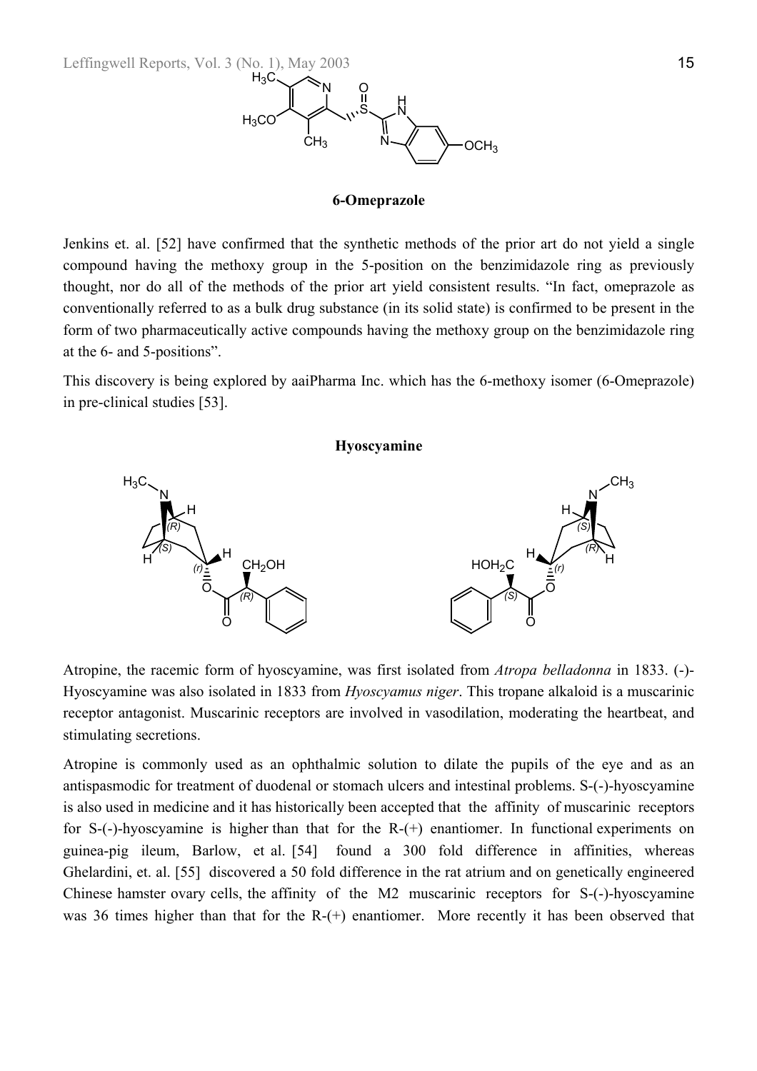**6-Omeprazole**

Jenkins et. al. [52] have confirmed that the synthetic methods of the prior art do not yield a single compound having the methoxy group in the 5-position on the benzimidazole ring as previously thought, nor do all of the methods of the prior art yield consistent results. "In fact, omeprazole as conventionally referred to as a bulk drug substance (in its solid state) is confirmed to be present in the form of two pharmaceutically active compounds having the methoxy group on the benzimidazole ring at the 6- and 5-positions".

This discovery is being explored by aaiPharma Inc. which has the 6-methoxy isomer (6-Omeprazole) in pre-clinical studies [53].

**Hyoscyamine**

Atropine, the racemic form of hyoscyamine, was first isolated from *Atropa belladonna* in 1833. (-)-Hyoscyamine was also isolated in 1833 from *Hyoscyamus niger*. This tropane alkaloid is a muscarinic receptor antagonist. Muscarinic receptors are involved in vasodilation, moderating the heartbeat, and stimulating secretions.

Atropine is commonly used as an ophthalmic solution to dilate the pupils of the eye and as an antispasmodic for treatment of duodenal or stomach ulcers and intestinal problems. S-(-)-hyoscyamine is also used in medicine and it has historically been accepted that the affinity of muscarinic receptors for S-(-)-hyoscyamine is higher than that for the R-(+) enantiomer. In functional experiments on guinea-pig ileum, Barlow, et al. [54] found a 300 fold difference in affinities, whereas Ghelardini, et. al. [55] discovered a 50 fold difference in the rat atrium and on genetically engineered Chinese hamster ovary cells, the affinity of the M2 muscarinic receptors for S-(-)-hyoscyamine was 36 times higher than that for the R-(+) enantiomer. More recently it has been observed that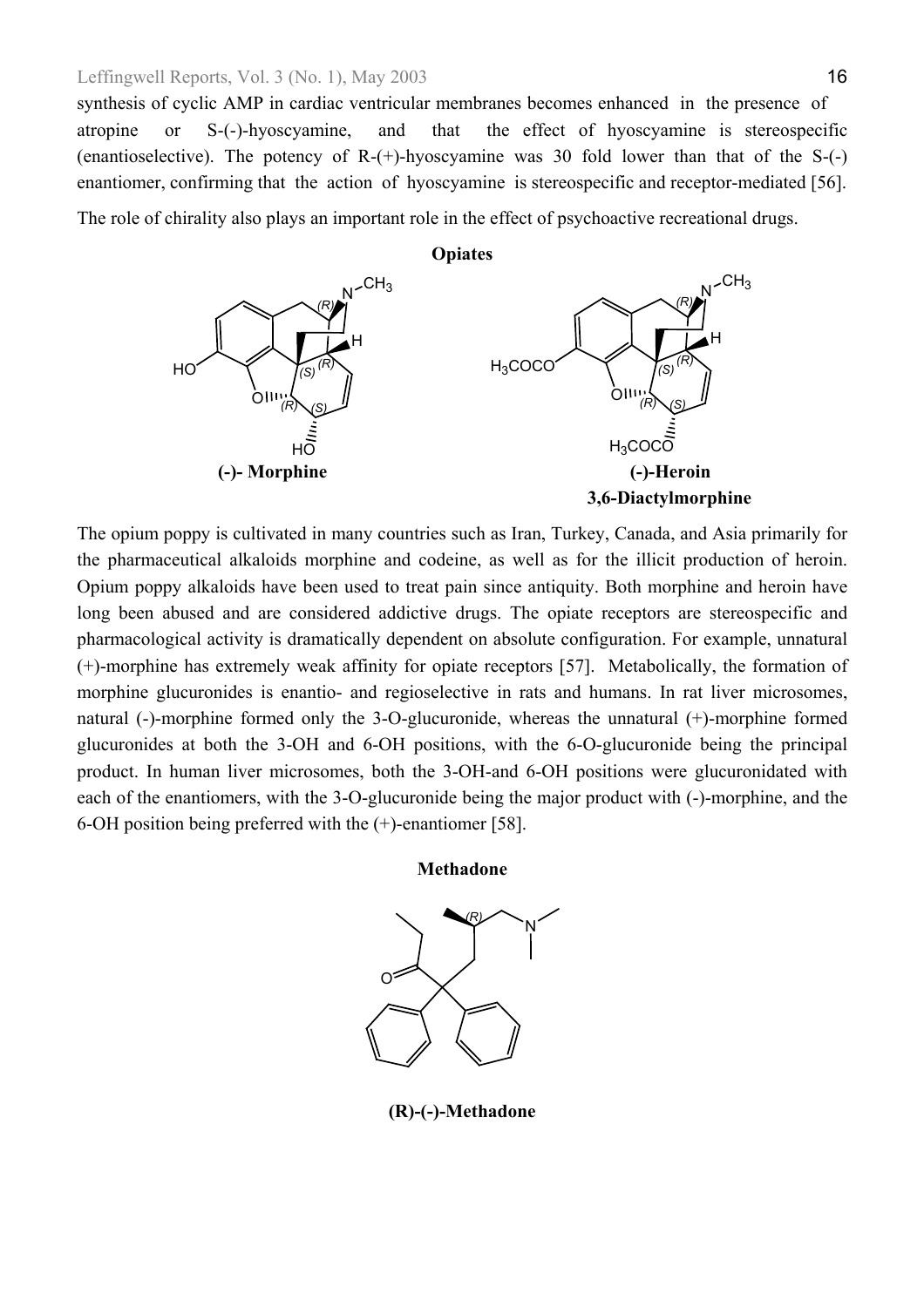synthesis of cyclic AMP in cardiac ventricular membranes becomes enhanced in the presence of atropine or S-(-)-hyoscyamine, and that the effect of hyoscyamine is stereospecific (enantioselective). The potency of R-(+)-hyoscyamine was 30 fold lower than that of the S-(-) enantiomer, confirming that the action of hyoscyamine is stereospecific and receptor-mediated [56].

The role of chirality also plays an important role in the effect of psychoactive recreational drugs.

**Opiates**

**(-)- Morphine**

**(-)-Heroin**
**3,6-Diactylmorphine**

The opium poppy is cultivated in many countries such as Iran, Turkey, Canada, and Asia primarily for the pharmaceutical alkaloids morphine and codeine, as well as for the illicit production of heroin. Opium poppy alkaloids have been used to treat pain since antiquity. Both morphine and heroin have long been abused and are considered addictive drugs. The opiate receptors are stereospecific and pharmacological activity is dramatically dependent on absolute configuration. For example, unnatural (+)-morphine has extremely weak affinity for opiate receptors [57]. Metabolically, the formation of morphine glucuronides is enantio- and regioselective in rats and humans. In rat liver microsomes, natural (-)-morphine formed only the 3-O-glucuronide, whereas the unnatural (+)-morphine formed glucuronides at both the 3-OH and 6-OH positions, with the 6-O-glucuronide being the principal product. In human liver microsomes, both the 3-OH-and 6-OH positions were glucuronidated with each of the enantiomers, with the 3-O-glucuronide being the major product with (-)-morphine, and the 6-OH position being preferred with the (+)-enantiomer [58].

**Methadone**

**(R)-(-)-Methadone**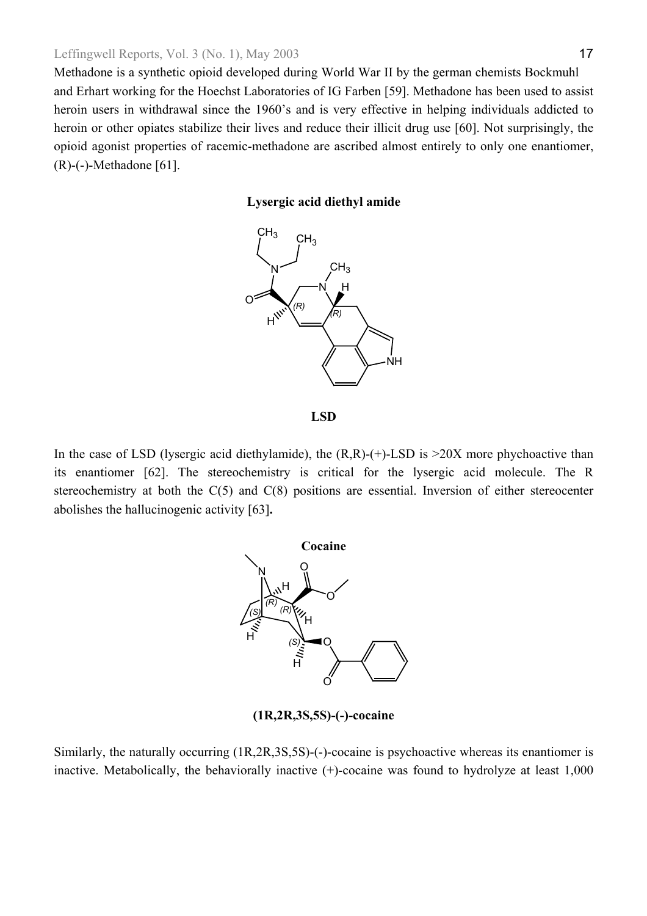Methadone is a synthetic opioid developed during World War II by the german chemists Bockmuhl and Erhart working for the Hoechst Laboratories of IG Farben [59]. Methadone has been used to assist heroin users in withdrawal since the 1960's and is very effective in helping individuals addicted to heroin or other opiates stabilize their lives and reduce their illicit drug use [60]. Not surprisingly, the opioid agonist properties of racemic-methadone are ascribed almost entirely to only one enantiomer, (R)-(-)-Methadone [61].

**Lysergic acid diethyl amide**

**LSD**

In the case of LSD (lysergic acid diethylamide), the (R,R)-(+)-LSD is >20X more phychoactive than its enantiomer [62]. The stereochemistry is critical for the lysergic acid molecule. The R stereochemistry at both the C(5) and C(8) positions are essential. Inversion of either stereocenter abolishes the hallucinogenic activity [63]**.**

**Cocaine**

**(1R,2R,3S,5S)-(-)-cocaine**

Similarly, the naturally occurring (1R,2R,3S,5S)-(-)-cocaine is psychoactive whereas its enantiomer is inactive. Metabolically, the behaviorally inactive (+)-cocaine was found to hydrolyze at least 1,000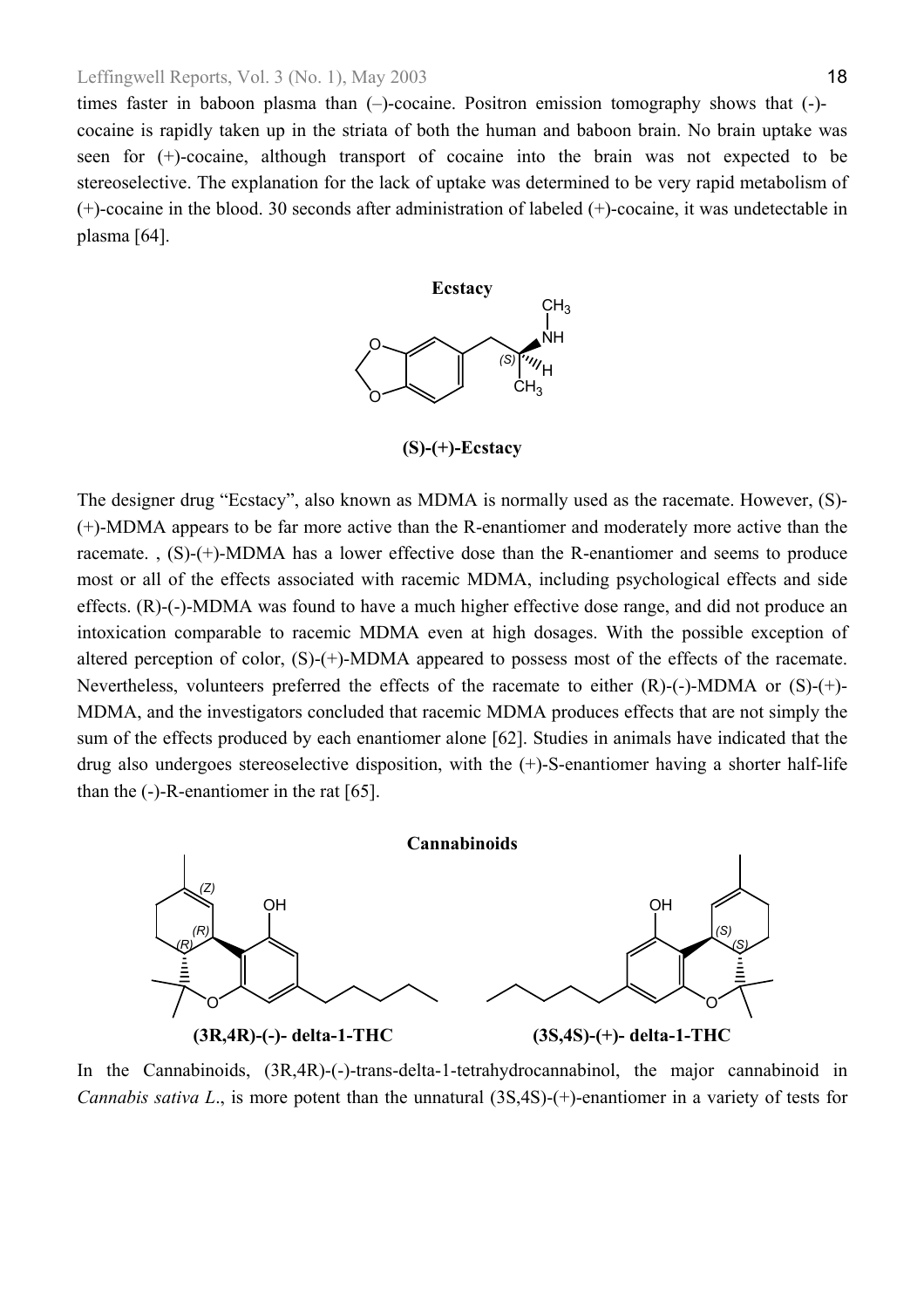times faster in baboon plasma than (–)-cocaine. Positron emission tomography shows that (-)-cocaine is rapidly taken up in the striata of both the human and baboon brain. No brain uptake was seen for (+)-cocaine, although transport of cocaine into the brain was not expected to be stereoselective. The explanation for the lack of uptake was determined to be very rapid metabolism of (+)-cocaine in the blood. 30 seconds after administration of labeled (+)-cocaine, it was undetectable in plasma [64].

**Ecstacy**

**(S)-(+)-Ecstacy**

The designer drug "Ecstacy", also known as MDMA is normally used as the racemate. However, (S)-(+)-MDMA appears to be far more active than the R-enantiomer and moderately more active than the racemate. , (S)-(+)-MDMA has a lower effective dose than the R-enantiomer and seems to produce most or all of the effects associated with racemic MDMA, including psychological effects and side effects. (R)-(-)-MDMA was found to have a much higher effective dose range, and did not produce an intoxication comparable to racemic MDMA even at high dosages. With the possible exception of altered perception of color, (S)-(+)-MDMA appeared to possess most of the effects of the racemate. Nevertheless, volunteers preferred the effects of the racemate to either (R)-(-)-MDMA or (S)-(+)-MDMA, and the investigators concluded that racemic MDMA produces effects that are not simply the sum of the effects produced by each enantiomer alone [62]. Studies in animals have indicated that the drug also undergoes stereoselective disposition, with the (+)-S-enantiomer having a shorter half-life than the (-)-R-enantiomer in the rat [65].

**Cannabinoids**

**(3R,4R)-(-)- delta-1-THC** **(3S,4S)-(+)- delta-1-THC**

In the Cannabinoids, (3R,4R)-(-)-trans-delta-1-tetrahydrocannabinol, the major cannabinoid in *Cannabis sativa L*., is more potent than the unnatural (3S,4S)-(+)-enantiomer in a variety of tests for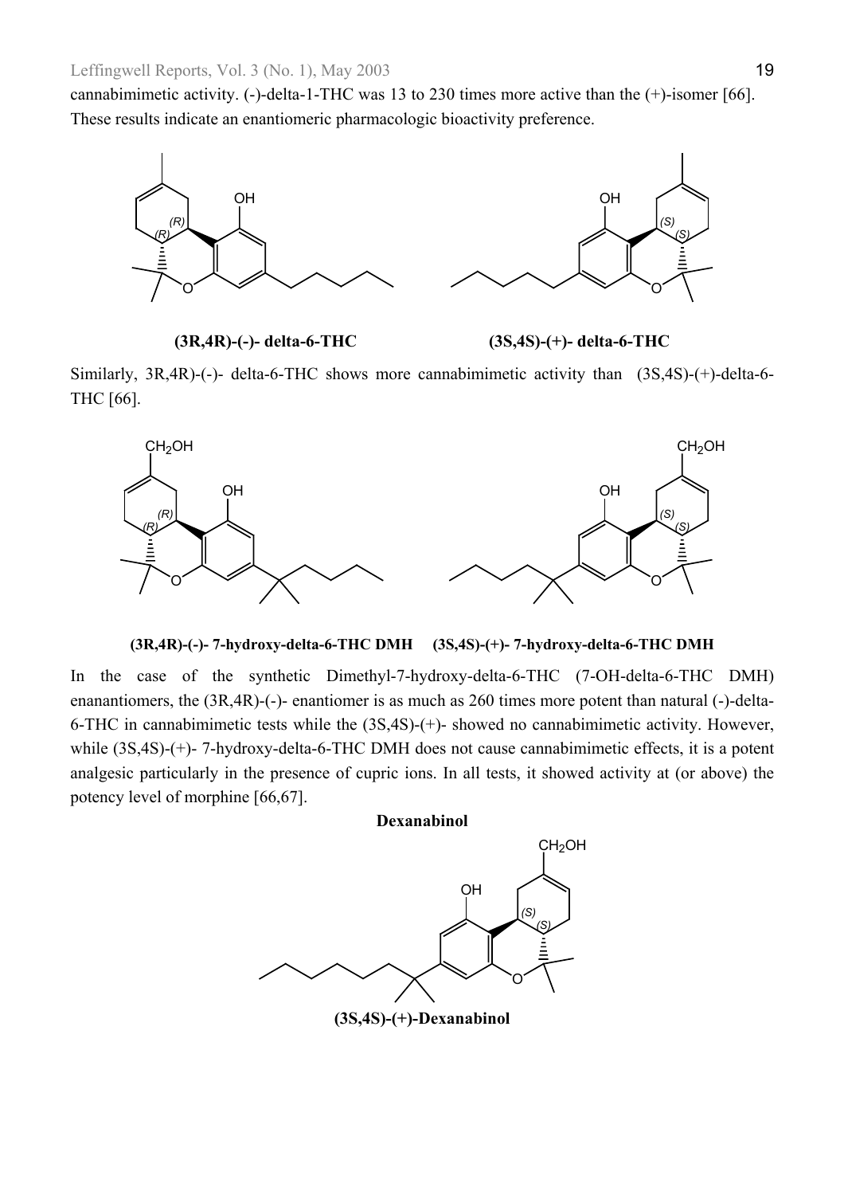cannabimimetic activity. (-)-delta-1-THC was 13 to 230 times more active than the (+)-isomer [66]. These results indicate an enantiomeric pharmacologic bioactivity preference.

**(3R,4R)-(-)- delta-6-THC** **(3S,4S)-(+)- delta-6-THC**

Similarly, 3R,4R)-(-)- delta-6-THC shows more cannabimimetic activity than (3S,4S)-(+)-delta-6-THC [66].

**(3R,4R)-(-)- 7-hydroxy-delta-6-THC DMH** **(3S,4S)-(+)- 7-hydroxy-delta-6-THC DMH**

In the case of the synthetic Dimethyl-7-hydroxy-delta-6-THC (7-OH-delta-6-THC DMH) enanantiomers, the (3R,4R)-(-)- enantiomer is as much as 260 times more potent than natural (-)-delta-6-THC in cannabimimetic tests while the (3S,4S)-(+)- showed no cannabimimetic activity. However, while (3S,4S)-(+)- 7-hydroxy-delta-6-THC DMH does not cause cannabimimetic effects, it is a potent analgesic particularly in the presence of cupric ions. In all tests, it showed activity at (or above) the potency level of morphine [66,67].

**Dexanabinol**

**(3S,4S)-(+)-Dexanabinol**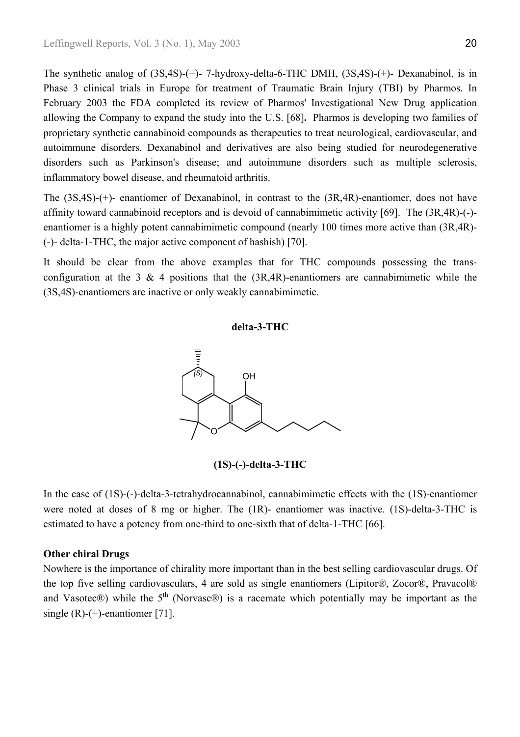The synthetic analog of (3S,4S)-(+)- 7-hydroxy-delta-6-THC DMH, (3S,4S)-(+)- Dexanabinol, is in Phase 3 clinical trials in Europe for treatment of Traumatic Brain Injury (TBI) by Pharmos. In February 2003 the FDA completed its review of Pharmos' Investigational New Drug application allowing the Company to expand the study into the U.S. [68]**.** Pharmos is developing two families of proprietary synthetic cannabinoid compounds as therapeutics to treat neurological, cardiovascular, and autoimmune disorders. Dexanabinol and derivatives are also being studied for neurodegenerative disorders such as Parkinson's disease; and autoimmune disorders such as multiple sclerosis, inflammatory bowel disease, and rheumatoid arthritis.

The (3S,4S)-(+)- enantiomer of Dexanabinol, in contrast to the (3R,4R)-enantiomer, does not have affinity toward cannabinoid receptors and is devoid of cannabimimetic activity [69]. The (3R,4R)-(-)-enantiomer is a highly potent cannabimimetic compound (nearly 100 times more active than (3R,4R)-(-)- delta-1-THC, the major active component of hashish) [70].

It should be clear from the above examples that for THC compounds possessing the trans-configuration at the 3 & 4 positions that the (3R,4R)-enantiomers are cannabimimetic while the (3S,4S)-enantiomers are inactive or only weakly cannabimimetic.

**delta-3-THC**

(S) OH O

**(1S)-(-)-delta-3-THC**

In the case of (1S)-(-)-delta-3-tetrahydrocannabinol, cannabimimetic effects with the (1S)-enantiomer were noted at doses of 8 mg or higher. The (1R)- enantiomer was inactive. (1S)-delta-3-THC is estimated to have a potency from one-third to one-sixth that of delta-1-THC [66].

**Other chiral Drugs**

Nowhere is the importance of chirality more important than in the best selling cardiovascular drugs. Of the top five selling cardiovasculars, 4 are sold as single enantiomers (Lipitor®, Zocor®, Pravacol® and Vasotec®) while the 5th (Norvasc®) is a racemate which potentially may be important as the single (R)-(+)-enantiomer [71].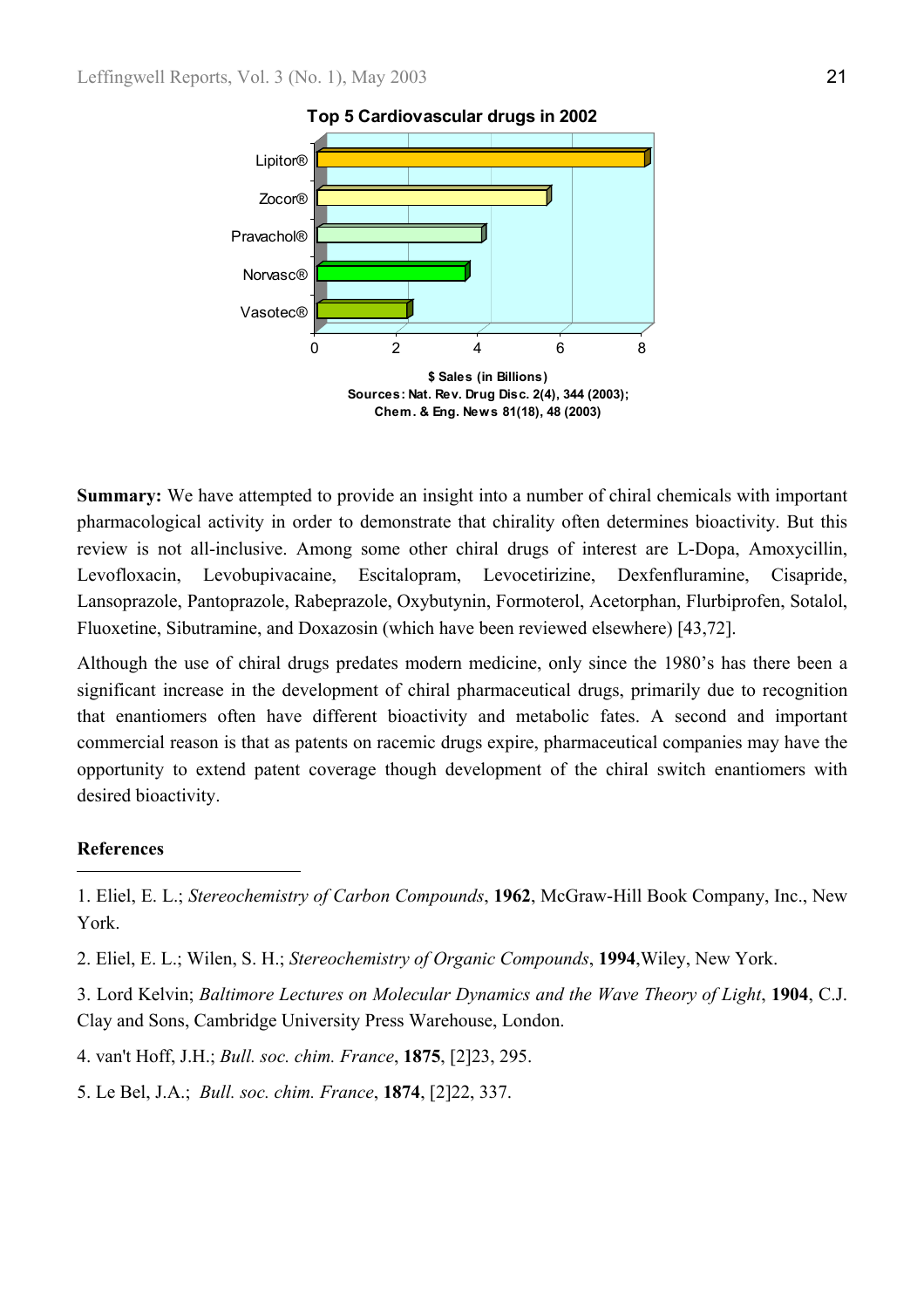**Top 5 Cardiovascular drugs in 2002**

Lipitor®
Zocor®
Pravachol®
Norvasc®
Vasotec®

0 2 4 6 8

**$ Sales (in Billions)**
**Sources: Nat. Rev. Drug Disc. 2(4), 344 (2003); Chem. & Eng. News 81(18), 48 (2003)**

**Summary:** We have attempted to provide an insight into a number of chiral chemicals with important pharmacological activity in order to demonstrate that chirality often determines bioactivity. But this review is not all-inclusive. Among some other chiral drugs of interest are L-Dopa, Amoxycillin, Levofloxacin, Levobupivacaine, Escitalopram, Levocetirizine, Dexfenfluramine, Cisapride, Lansoprazole, Pantoprazole, Rabeprazole, Oxybutynin, Formoterol, Acetorphan, Flurbiprofen, Sotalol, Fluoxetine, Sibutramine, and Doxazosin (which have been reviewed elsewhere) [43,72].

Although the use of chiral drugs predates modern medicine, only since the 1980's has there been a significant increase in the development of chiral pharmaceutical drugs, primarily due to recognition that enantiomers often have different bioactivity and metabolic fates. A second and important commercial reason is that as patents on racemic drugs expire, pharmaceutical companies may have the opportunity to extend patent coverage though development of the chiral switch enantiomers with desired bioactivity.

## References

1. Eliel, E. L.; *Stereochemistry of Carbon Compounds*, **1962**, McGraw-Hill Book Company, Inc., New York.

2. Eliel, E. L.; Wilen, S. H.; *Stereochemistry of Organic Compounds*, **1994**,Wiley, New York.

3. Lord Kelvin; *Baltimore Lectures on Molecular Dynamics and the Wave Theory of Light*, **1904**, C.J. Clay and Sons, Cambridge University Press Warehouse, London.

4. van't Hoff, J.H.; *Bull. soc. chim. France*, **1875**, [2]23, 295.

5. Le Bel, J.A.; *Bull. soc. chim. France*, **1874**, [2]22, 337.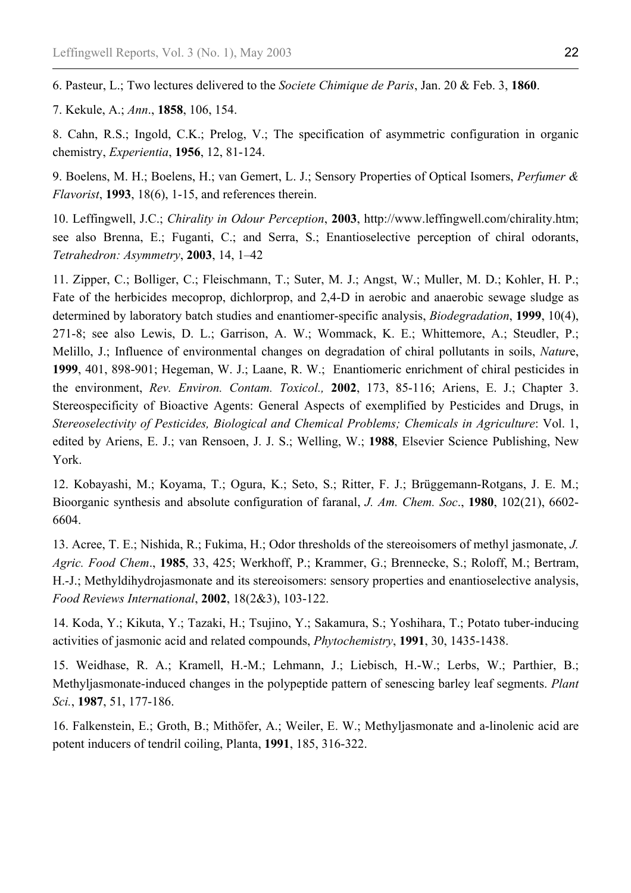6. Pasteur, L.; Two lectures delivered to the *Societe Chimique de Paris*, Jan. 20 & Feb. 3, **1860**.

7. Kekule, A.; *Ann*., **1858**, 106, 154.

8. Cahn, R.S.; Ingold, C.K.; Prelog, V.; The specification of asymmetric configuration in organic chemistry, *Experientia*, **1956**, 12, 81-124.

9. Boelens, M. H.; Boelens, H.; van Gemert, L. J.; Sensory Properties of Optical Isomers, *Perfumer & Flavorist*, **1993**, 18(6), 1-15, and references therein.

10. Leffingwell, J.C.; *Chirality in Odour Perception*, **2003**, http://www.leffingwell.com/chirality.htm; see also Brenna, E.; Fuganti, C.; and Serra, S.; Enantioselective perception of chiral odorants, *Tetrahedron: Asymmetry*, **2003**, 14, 1–42

11. Zipper, C.; Bolliger, C.; Fleischmann, T.; Suter, M. J.; Angst, W.; Muller, M. D.; Kohler, H. P.; Fate of the herbicides mecoprop, dichlorprop, and 2,4-D in aerobic and anaerobic sewage sludge as determined by laboratory batch studies and enantiomer-specific analysis, *Biodegradation*, **1999**, 10(4), 271-8; see also Lewis, D. L.; Garrison, A. W.; Wommack, K. E.; Whittemore, A.; Steudler, P.; Melillo, J.; Influence of environmental changes on degradation of chiral pollutants in soils, *Nature*, **1999**, 401, 898-901; Hegeman, W. J.; Laane, R. W.; Enantiomeric enrichment of chiral pesticides in the environment, *Rev. Environ. Contam. Toxicol.,* **2002**, 173, 85-116; Ariens, E. J.; Chapter 3. Stereospecificity of Bioactive Agents: General Aspects of exemplified by Pesticides and Drugs, in *Stereoselectivity of Pesticides, Biological and Chemical Problems; Chemicals in Agriculture*: Vol. 1, edited by Ariens, E. J.; van Rensoen, J. J. S.; Welling, W.; **1988**, Elsevier Science Publishing, New York.

12. Kobayashi, M.; Koyama, T.; Ogura, K.; Seto, S.; Ritter, F. J.; Brüggemann-Rotgans, J. E. M.; Bioorganic synthesis and absolute configuration of faranal, *J. Am. Chem. Soc*., **1980**, 102(21), 6602-6604.

13. Acree, T. E.; Nishida, R.; Fukima, H.; Odor thresholds of the stereoisomers of methyl jasmonate, *J. Agric. Food Chem*., **1985**, 33, 425; Werkhoff, P.; Krammer, G.; Brennecke, S.; Roloff, M.; Bertram, H.-J.; Methyldihydrojasmonate and its stereoisomers: sensory properties and enantioselective analysis, *Food Reviews International*, **2002**, 18(2&3), 103-122.

14. Koda, Y.; Kikuta, Y.; Tazaki, H.; Tsujino, Y.; Sakamura, S.; Yoshihara, T.; Potato tuber-inducing activities of jasmonic acid and related compounds, *Phytochemistry*, **1991**, 30, 1435-1438.

15. Weidhase, R. A.; Kramell, H.-M.; Lehmann, J.; Liebisch, H.-W.; Lerbs, W.; Parthier, B.; Methyljasmonate-induced changes in the polypeptide pattern of senescing barley leaf segments. *Plant Sci.*, **1987**, 51, 177-186.

16. Falkenstein, E.; Groth, B.; Mithöfer, A.; Weiler, E. W.; Methyljasmonate and a-linolenic acid are potent inducers of tendril coiling, Planta, **1991**, 185, 316-322.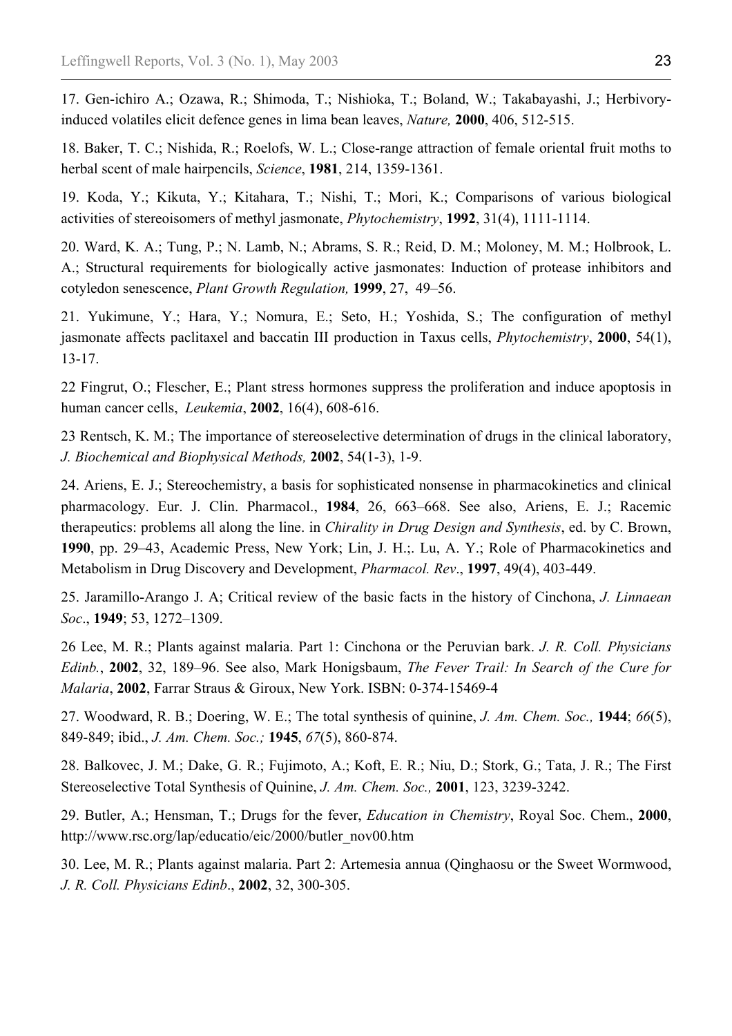17. Gen-ichiro A.; Ozawa, R.; Shimoda, T.; Nishioka, T.; Boland, W.; Takabayashi, J.; Herbivory-induced volatiles elicit defence genes in lima bean leaves, *Nature,* **2000**, 406, 512-515.

18. Baker, T. C.; Nishida, R.; Roelofs, W. L.; Close-range attraction of female oriental fruit moths to herbal scent of male hairpencils, *Science*, **1981**, 214, 1359-1361.

19. Koda, Y.; Kikuta, Y.; Kitahara, T.; Nishi, T.; Mori, K.; Comparisons of various biological activities of stereoisomers of methyl jasmonate, *Phytochemistry*, **1992**, 31(4), 1111-1114.

20. Ward, K. A.; Tung, P.; N. Lamb, N.; Abrams, S. R.; Reid, D. M.; Moloney, M. M.; Holbrook, L. A.; Structural requirements for biologically active jasmonates: Induction of protease inhibitors and cotyledon senescence, *Plant Growth Regulation,* **1999**, 27, 49–56.

21. Yukimune, Y.; Hara, Y.; Nomura, E.; Seto, H.; Yoshida, S.; The configuration of methyl jasmonate affects paclitaxel and baccatin III production in Taxus cells, *Phytochemistry*, **2000**, 54(1), 13-17.

22 Fingrut, O.; Flescher, E.; Plant stress hormones suppress the proliferation and induce apoptosis in human cancer cells, *Leukemia*, **2002**, 16(4), 608-616.

23 Rentsch, K. M.; The importance of stereoselective determination of drugs in the clinical laboratory, *J. Biochemical and Biophysical Methods,* **2002**, 54(1-3), 1-9.

24. Ariens, E. J.; Stereochemistry, a basis for sophisticated nonsense in pharmacokinetics and clinical pharmacology. Eur. J. Clin. Pharmacol., **1984**, 26, 663–668. See also, Ariens, E. J.; Racemic therapeutics: problems all along the line. in *Chirality in Drug Design and Synthesis*, ed. by C. Brown, **1990**, pp. 29–43, Academic Press, New York; Lin, J. H.;. Lu, A. Y.; Role of Pharmacokinetics and Metabolism in Drug Discovery and Development, *Pharmacol. Rev*., **1997**, 49(4), 403-449.

25. Jaramillo-Arango J. A; Critical review of the basic facts in the history of Cinchona, *J. Linnaean Soc*., **1949**; 53, 1272–1309.

26 Lee, M. R.; Plants against malaria. Part 1: Cinchona or the Peruvian bark. *J. R. Coll. Physicians Edinb.*, **2002**, 32, 189–96. See also, Mark Honigsbaum, *The Fever Trail: In Search of the Cure for Malaria*, **2002**, Farrar Straus & Giroux, New York. ISBN: 0-374-15469-4

27. Woodward, R. B.; Doering, W. E.; The total synthesis of quinine, *J. Am. Chem. Soc.,* **1944**; *66*(5), 849-849; ibid., *J. Am. Chem. Soc.;* **1945**, *67*(5), 860-874.

28. Balkovec, J. M.; Dake, G. R.; Fujimoto, A.; Koft, E. R.; Niu, D.; Stork, G.; Tata, J. R.; The First Stereoselective Total Synthesis of Quinine, *J. Am. Chem. Soc.,* **2001**, 123, 3239-3242.

29. Butler, A.; Hensman, T.; Drugs for the fever, *Education in Chemistry*, Royal Soc. Chem., **2000**, http://www.rsc.org/lap/educatio/eic/2000/butler_nov00.htm

30. Lee, M. R.; Plants against malaria. Part 2: Artemesia annua (Qinghaosu or the Sweet Wormwood, *J. R. Coll. Physicians Edinb*., **2002**, 32, 300-305.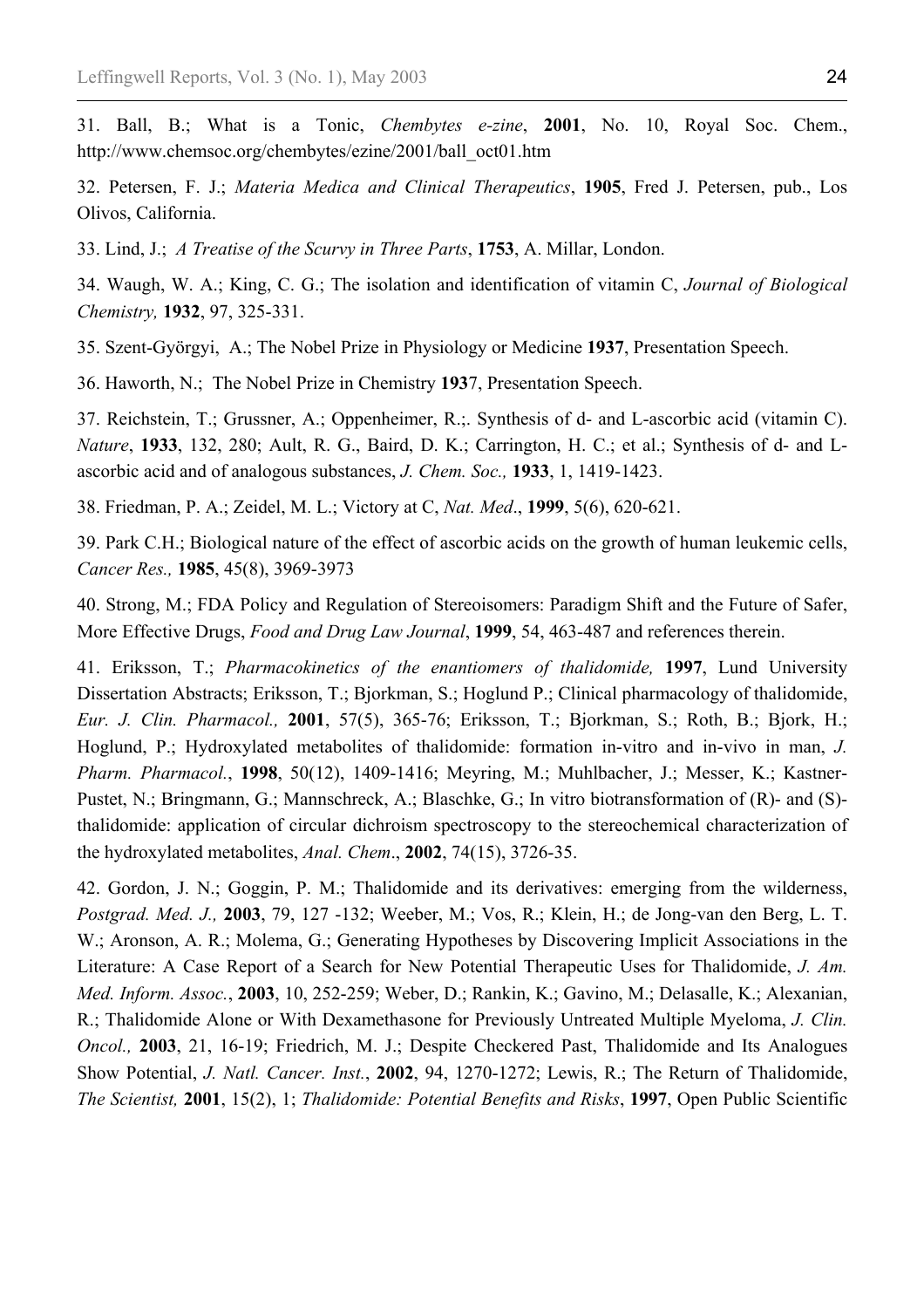31. Ball, B.; What is a Tonic, *Chembytes e-zine*, **2001**, No. 10, Royal Soc. Chem., http://www.chemsoc.org/chembytes/ezine/2001/ball_oct01.htm

32. Petersen, F. J.; *Materia Medica and Clinical Therapeutics*, **1905**, Fred J. Petersen, pub., Los Olivos, California.

33. Lind, J.; *A Treatise of the Scurvy in Three Parts*, **1753**, A. Millar, London.

34. Waugh, W. A.; King, C. G.; The isolation and identification of vitamin C, *Journal of Biological Chemistry,* **1932**, 97, 325-331.

35. Szent-Györgyi, A.; The Nobel Prize in Physiology or Medicine **1937**, Presentation Speech.

36. Haworth, N.; The Nobel Prize in Chemistry **193**7, Presentation Speech.

37. Reichstein, T.; Grussner, A.; Oppenheimer, R.;. Synthesis of d- and L-ascorbic acid (vitamin C). *Nature*, **1933**, 132, 280; Ault, R. G., Baird, D. K.; Carrington, H. C.; et al.; Synthesis of d- and L-ascorbic acid and of analogous substances, *J. Chem. Soc.,* **1933**, 1, 1419-1423.

38. Friedman, P. A.; Zeidel, M. L.; Victory at C, *Nat. Med*., **1999**, 5(6), 620-621.

39. Park C.H.; Biological nature of the effect of ascorbic acids on the growth of human leukemic cells, *Cancer Res.,* **1985**, 45(8), 3969-3973

40. Strong, M.; FDA Policy and Regulation of Stereoisomers: Paradigm Shift and the Future of Safer, More Effective Drugs, *Food and Drug Law Journal*, **1999**, 54, 463-487 and references therein.

41. Eriksson, T.; *Pharmacokinetics of the enantiomers of thalidomide,* **1997**, Lund University Dissertation Abstracts; Eriksson, T.; Bjorkman, S.; Hoglund P.; Clinical pharmacology of thalidomide, *Eur. J. Clin. Pharmacol.,* **2001**, 57(5), 365-76; Eriksson, T.; Bjorkman, S.; Roth, B.; Bjork, H.; Hoglund, P.; Hydroxylated metabolites of thalidomide: formation in-vitro and in-vivo in man, *J. Pharm. Pharmacol.*, **1998**, 50(12), 1409-1416; Meyring, M.; Muhlbacher, J.; Messer, K.; Kastner-Pustet, N.; Bringmann, G.; Mannschreck, A.; Blaschke, G.; In vitro biotransformation of (R)- and (S)-thalidomide: application of circular dichroism spectroscopy to the stereochemical characterization of the hydroxylated metabolites, *Anal. Chem*., **2002**, 74(15), 3726-35.

42. Gordon, J. N.; Goggin, P. M.; Thalidomide and its derivatives: emerging from the wilderness, *Postgrad. Med. J.,* **2003**, 79, 127 -132; Weeber, M.; Vos, R.; Klein, H.; de Jong-van den Berg, L. T. W.; Aronson, A. R.; Molema, G.; Generating Hypotheses by Discovering Implicit Associations in the Literature: A Case Report of a Search for New Potential Therapeutic Uses for Thalidomide, *J. Am. Med. Inform. Assoc.*, **2003**, 10, 252-259; Weber, D.; Rankin, K.; Gavino, M.; Delasalle, K.; Alexanian, R.; Thalidomide Alone or With Dexamethasone for Previously Untreated Multiple Myeloma, *J. Clin. Oncol.,* **2003**, 21, 16-19; Friedrich, M. J.; Despite Checkered Past, Thalidomide and Its Analogues Show Potential, *J. Natl. Cancer. Inst.*, **2002**, 94, 1270-1272; Lewis, R.; The Return of Thalidomide, *The Scientist,* **2001**, 15(2), 1; *Thalidomide: Potential Benefits and Risks*, **1997**, Open Public Scientific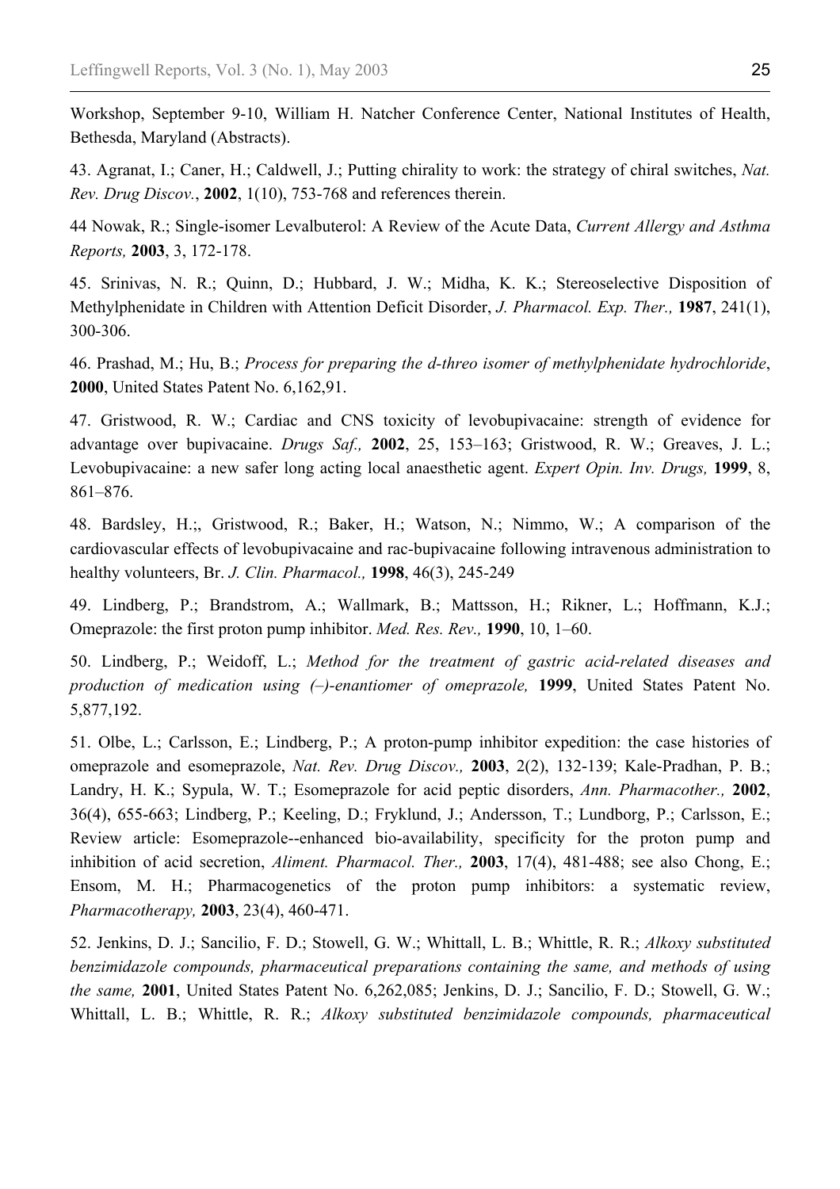Workshop, September 9-10, William H. Natcher Conference Center, National Institutes of Health, Bethesda, Maryland (Abstracts).

43. Agranat, I.; Caner, H.; Caldwell, J.; Putting chirality to work: the strategy of chiral switches, *Nat. Rev. Drug Discov.*, **2002**, 1(10), 753-768 and references therein.

44 Nowak, R.; Single-isomer Levalbuterol: A Review of the Acute Data, *Current Allergy and Asthma Reports,* **2003**, 3, 172-178.

45. Srinivas, N. R.; Quinn, D.; Hubbard, J. W.; Midha, K. K.; Stereoselective Disposition of Methylphenidate in Children with Attention Deficit Disorder, *J. Pharmacol. Exp. Ther.,* **1987**, 241(1), 300-306.

46. Prashad, M.; Hu, B.; *Process for preparing the d-threo isomer of methylphenidate hydrochloride*, **2000**, United States Patent No. 6,162,91.

47. Gristwood, R. W.; Cardiac and CNS toxicity of levobupivacaine: strength of evidence for advantage over bupivacaine. *Drugs Saf.,* **2002**, 25, 153–163; Gristwood, R. W.; Greaves, J. L.; Levobupivacaine: a new safer long acting local anaesthetic agent. *Expert Opin. Inv. Drugs,* **1999**, 8, 861–876.

48. Bardsley, H.;, Gristwood, R.; Baker, H.; Watson, N.; Nimmo, W.; A comparison of the cardiovascular effects of levobupivacaine and rac-bupivacaine following intravenous administration to healthy volunteers, Br. *J. Clin. Pharmacol.,* **1998**, 46(3), 245-249

49. Lindberg, P.; Brandstrom, A.; Wallmark, B.; Mattsson, H.; Rikner, L.; Hoffmann, K.J.; Omeprazole: the first proton pump inhibitor. *Med. Res. Rev.,* **1990**, 10, 1–60.

50. Lindberg, P.; Weidoff, L.; *Method for the treatment of gastric acid-related diseases and production of medication using (–)-enantiomer of omeprazole,* **1999**, United States Patent No. 5,877,192.

51. Olbe, L.; Carlsson, E.; Lindberg, P.; A proton-pump inhibitor expedition: the case histories of omeprazole and esomeprazole, *Nat. Rev. Drug Discov.,* **2003**, 2(2), 132-139; Kale-Pradhan, P. B.; Landry, H. K.; Sypula, W. T.; Esomeprazole for acid peptic disorders, *Ann. Pharmacother.,* **2002**, 36(4), 655-663; Lindberg, P.; Keeling, D.; Fryklund, J.; Andersson, T.; Lundborg, P.; Carlsson, E.; Review article: Esomeprazole--enhanced bio-availability, specificity for the proton pump and inhibition of acid secretion, *Aliment. Pharmacol. Ther.,* **2003**, 17(4), 481-488; see also Chong, E.; Ensom, M. H.; Pharmacogenetics of the proton pump inhibitors: a systematic review, *Pharmacotherapy,* **2003**, 23(4), 460-471.

52. Jenkins, D. J.; Sancilio, F. D.; Stowell, G. W.; Whittall, L. B.; Whittle, R. R.; *Alkoxy substituted benzimidazole compounds, pharmaceutical preparations containing the same, and methods of using the same,* **2001**, United States Patent No. 6,262,085; Jenkins, D. J.; Sancilio, F. D.; Stowell, G. W.; Whittall, L. B.; Whittle, R. R.; *Alkoxy substituted benzimidazole compounds, pharmaceutical*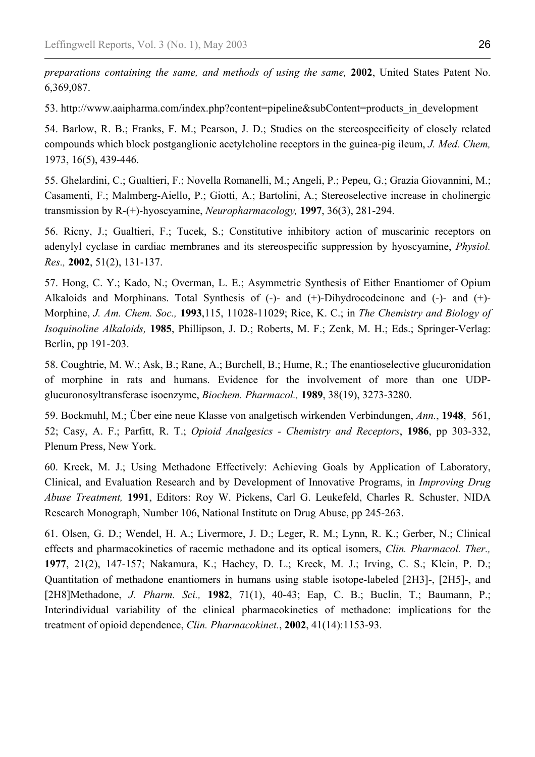*preparations containing the same, and methods of using the same,* **2002**, United States Patent No. 6,369,087.

53. http://www.aaipharma.com/index.php?content=pipeline&subContent=products_in_development

54. Barlow, R. B.; Franks, F. M.; Pearson, J. D.; Studies on the stereospecificity of closely related compounds which block postganglionic acetylcholine receptors in the guinea-pig ileum, *J. Med. Chem,* 1973, 16(5), 439-446.

55. Ghelardini, C.; Gualtieri, F.; Novella Romanelli, M.; Angeli, P.; Pepeu, G.; Grazia Giovannini, M.; Casamenti, F.; Malmberg-Aiello, P.; Giotti, A.; Bartolini, A.; Stereoselective increase in cholinergic transmission by R-(+)-hyoscyamine, *Neuropharmacology,* **1997**, 36(3), 281-294.

56. Ricny, J.; Gualtieri, F.; Tucek, S.; Constitutive inhibitory action of muscarinic receptors on adenylyl cyclase in cardiac membranes and its stereospecific suppression by hyoscyamine, *Physiol. Res.,* **2002**, 51(2), 131-137.

57. Hong, C. Y.; Kado, N.; Overman, L. E.; Asymmetric Synthesis of Either Enantiomer of Opium Alkaloids and Morphinans. Total Synthesis of (-)- and (+)-Dihydrocodeinone and (-)- and (+)-Morphine, *J. Am. Chem. Soc.,* **1993**,115, 11028-11029; Rice, K. C.; in *The Chemistry and Biology of Isoquinoline Alkaloids,* **1985**, Phillipson, J. D.; Roberts, M. F.; Zenk, M. H.; Eds.; Springer-Verlag: Berlin, pp 191-203.

58. Coughtrie, M. W.; Ask, B.; Rane, A.; Burchell, B.; Hume, R.; The enantioselective glucuronidation of morphine in rats and humans. Evidence for the involvement of more than one UDP-glucuronosyltransferase isoenzyme, *Biochem. Pharmacol.,* **1989**, 38(19), 3273-3280.

59. Bockmuhl, M.; Über eine neue Klasse von analgetisch wirkenden Verbindungen, *Ann.*, **1948**, 561, 52; Casy, A. F.; Parfitt, R. T.; *Opioid Analgesics - Chemistry and Receptors*, **1986**, pp 303-332, Plenum Press, New York.

60. Kreek, M. J.; Using Methadone Effectively: Achieving Goals by Application of Laboratory, Clinical, and Evaluation Research and by Development of Innovative Programs, in *Improving Drug Abuse Treatment,* **1991**, Editors: Roy W. Pickens, Carl G. Leukefeld, Charles R. Schuster, NIDA Research Monograph, Number 106, National Institute on Drug Abuse, pp 245-263.

61. Olsen, G. D.; Wendel, H. A.; Livermore, J. D.; Leger, R. M.; Lynn, R. K.; Gerber, N.; Clinical effects and pharmacokinetics of racemic methadone and its optical isomers, *Clin. Pharmacol. Ther.,* **1977**, 21(2), 147-157; Nakamura, K.; Hachey, D. L.; Kreek, M. J.; Irving, C. S.; Klein, P. D.; Quantitation of methadone enantiomers in humans using stable isotope-labeled [2H3]-, [2H5]-, and [2H8]Methadone, *J. Pharm. Sci.,* **1982**, 71(1), 40-43; Eap, C. B.; Buclin, T.; Baumann, P.; Interindividual variability of the clinical pharmacokinetics of methadone: implications for the treatment of opioid dependence, *Clin. Pharmacokinet.*, **2002**, 41(14):1153-93.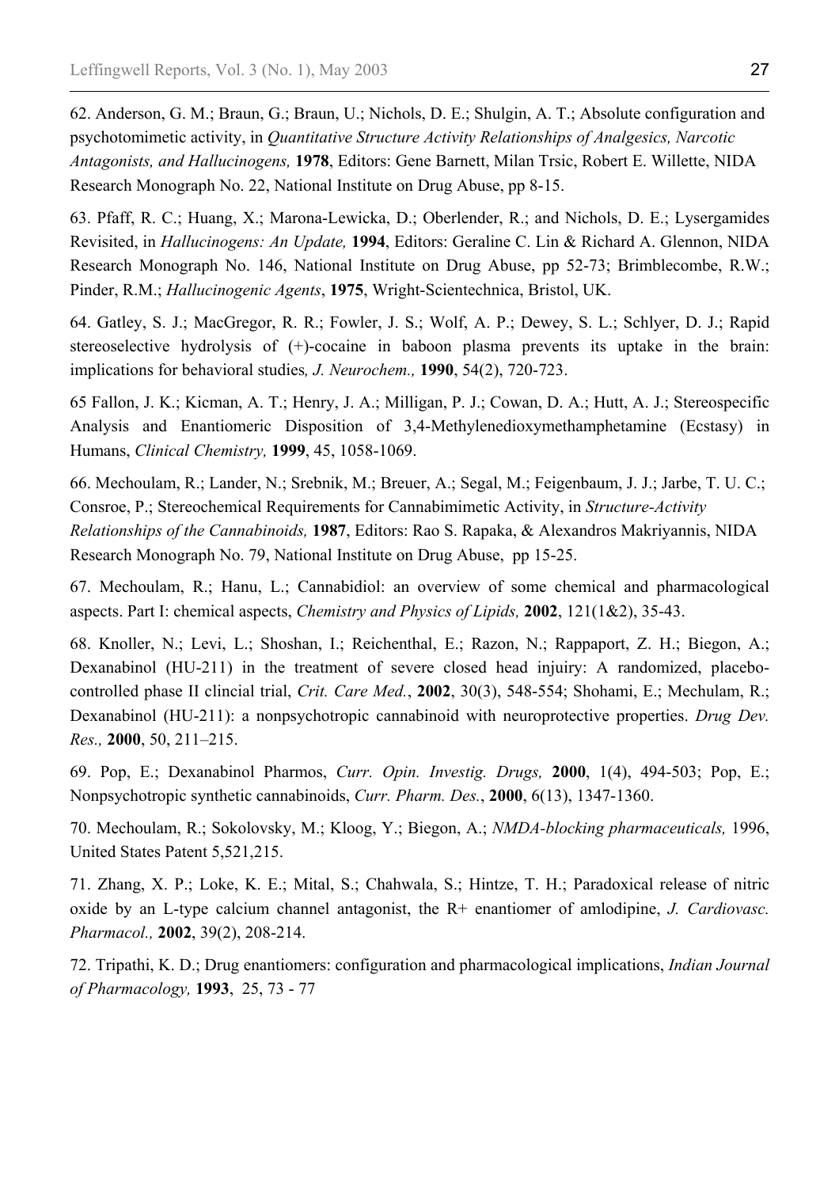62. Anderson, G. M.; Braun, G.; Braun, U.; Nichols, D. E.; Shulgin, A. T.; Absolute configuration and psychotomimetic activity, in *Quantitative Structure Activity Relationships of Analgesics, Narcotic Antagonists, and Hallucinogens,* **1978**, Editors: Gene Barnett, Milan Trsic, Robert E. Willette, NIDA Research Monograph No. 22, National Institute on Drug Abuse, pp 8-15.

63. Pfaff, R. C.; Huang, X.; Marona-Lewicka, D.; Oberlender, R.; and Nichols, D. E.; Lysergamides Revisited, in *Hallucinogens: An Update,* **1994**, Editors: Geraline C. Lin & Richard A. Glennon, NIDA Research Monograph No. 146, National Institute on Drug Abuse, pp 52-73; Brimblecombe, R.W.; Pinder, R.M.; *Hallucinogenic Agents*, **1975**, Wright-Scientechnica, Bristol, UK.

64. Gatley, S. J.; MacGregor, R. R.; Fowler, J. S.; Wolf, A. P.; Dewey, S. L.; Schlyer, D. J.; Rapid stereoselective hydrolysis of (+)-cocaine in baboon plasma prevents its uptake in the brain: implications for behavioral studies*, J. Neurochem.,* **1990**, 54(2), 720-723.

65 Fallon, J. K.; Kicman, A. T.; Henry, J. A.; Milligan, P. J.; Cowan, D. A.; Hutt, A. J.; Stereospecific Analysis and Enantiomeric Disposition of 3,4-Methylenedioxymethamphetamine (Ecstasy) in Humans, *Clinical Chemistry,* **1999**, 45, 1058-1069.

66. Mechoulam, R.; Lander, N.; Srebnik, M.; Breuer, A.; Segal, M.; Feigenbaum, J. J.; Jarbe, T. U. C.; Consroe, P.; Stereochemical Requirements for Cannabimimetic Activity, in *Structure-Activity Relationships of the Cannabinoids,* **1987**, Editors: Rao S. Rapaka, & Alexandros Makriyannis, NIDA Research Monograph No. 79, National Institute on Drug Abuse, pp 15-25.

67. Mechoulam, R.; Hanu, L.; Cannabidiol: an overview of some chemical and pharmacological aspects. Part I: chemical aspects, *Chemistry and Physics of Lipids,* **2002**, 121(1&2), 35-43.

68. Knoller, N.; Levi, L.; Shoshan, I.; Reichenthal, E.; Razon, N.; Rappaport, Z. H.; Biegon, A.; Dexanabinol (HU-211) in the treatment of severe closed head injuiry: A randomized, placebo-controlled phase II clincial trial, *Crit. Care Med.*, **2002**, 30(3), 548-554; Shohami, E.; Mechulam, R.; Dexanabinol (HU-211): a nonpsychotropic cannabinoid with neuroprotective properties. *Drug Dev. Res.,* **2000**, 50, 211–215.

69. Pop, E.; Dexanabinol Pharmos, *Curr. Opin. Investig. Drugs,* **2000**, 1(4), 494-503; Pop, E.; Nonpsychotropic synthetic cannabinoids, *Curr. Pharm. Des.*, **2000**, 6(13), 1347-1360.

70. Mechoulam, R.; Sokolovsky, M.; Kloog, Y.; Biegon, A.; *NMDA-blocking pharmaceuticals,* 1996, United States Patent 5,521,215.

71. Zhang, X. P.; Loke, K. E.; Mital, S.; Chahwala, S.; Hintze, T. H.; Paradoxical release of nitric oxide by an L-type calcium channel antagonist, the R+ enantiomer of amlodipine, *J. Cardiovasc. Pharmacol.,* **2002**, 39(2), 208-214.

72. Tripathi, K. D.; Drug enantiomers: configuration and pharmacological implications, *Indian Journal of Pharmacology,* **1993**, 25, 73 - 77